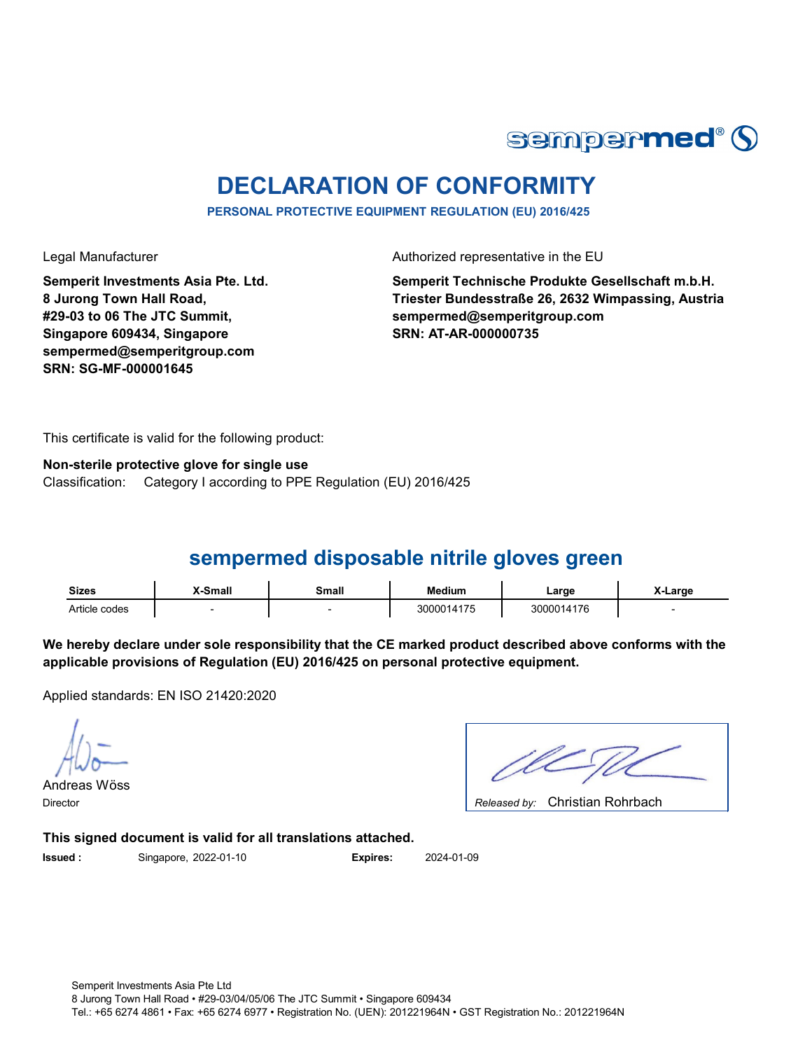# DECLARATION OF CONFORMITY

**PERSONAL PROTECTIVE EQUIPMENT REGULATION (EU) 2016/425**

Legal Manufacturer

**Semperit Investments Asia Pte. Ltd.**
**8 Jurong Town Hall Road,**
**#29-03 to 06 The JTC Summit,**
**Singapore 609434, Singapore**
**sempermed@semperitgroup.com**
**SRN: SG-MF-000001645**

Authorized representative in the EU

**Semperit Technische Produkte Gesellschaft m.b.H.**
**Triester Bundesstraße 26, 2632 Wimpassing, Austria**
**sempermed@semperitgroup.com**
**SRN: AT-AR-000000735**

This certificate is valid for the following product:

**Non-sterile protective glove for single use**
Classification: Category I according to PPE Regulation (EU) 2016/425

## sempermed disposable nitrile gloves green

| Sizes | X-Small | Small | Medium | Large | X-Large |
|---|---|---|---|---|---|
| Article codes | - | - | 3000014175 | 3000014176 | - |

**We hereby declare under sole responsibility that the CE marked product described above conforms with the applicable provisions of Regulation (EU) 2016/425 on personal protective equipment.**

Applied standards: EN ISO 21420:2020

Andreas Wöss
Director

*Released by:* Christian Rohrbach

**This signed document is valid for all translations attached.**

**Issued :** Singapore, 2022-01-10 **Expires:** 2024-01-09

Semperit Investments Asia Pte Ltd
8 Jurong Town Hall Road • #29-03/04/05/06 The JTC Summit • Singapore 609434
Tel.: +65 6274 4861 • Fax: +65 6274 6977 • Registration No. (UEN): 201221964N • GST Registration No.: 201221964N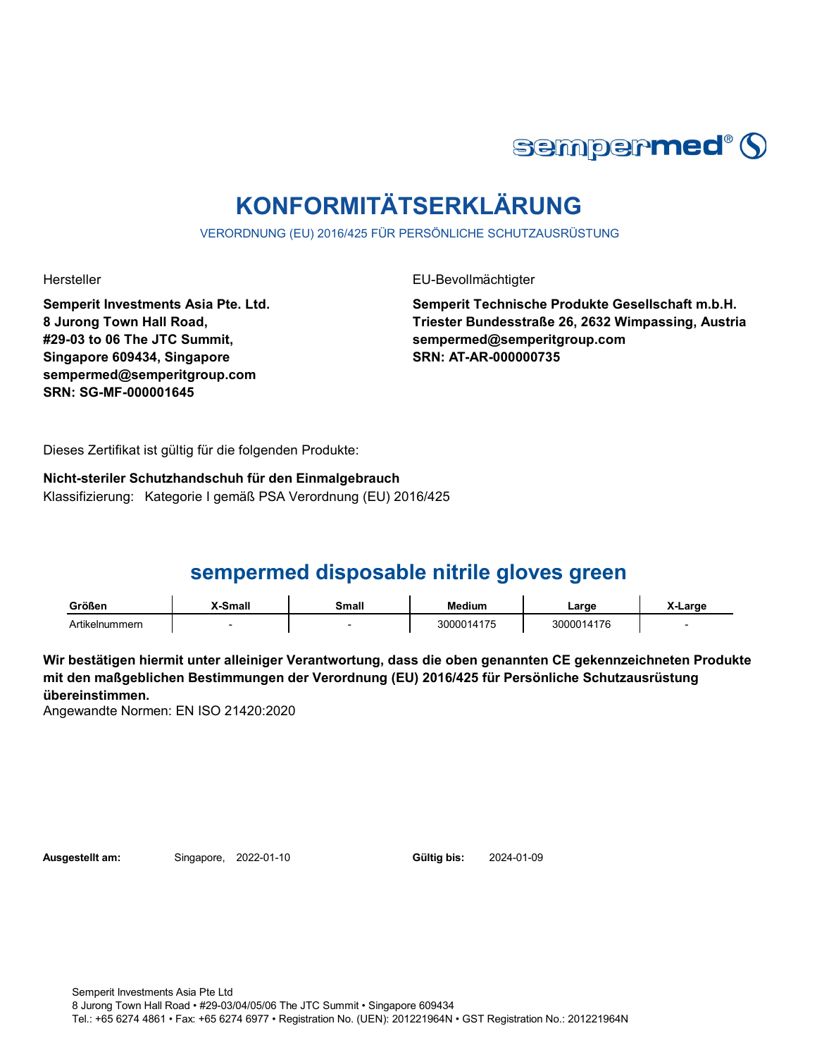sempermed®

# KONFORMITÄTSERKLÄRUNG

VERORDNUNG (EU) 2016/425 FÜR PERSÖNLICHE SCHUTZAUSRÜSTUNG

Hersteller

**Semperit Investments Asia Pte. Ltd.**
**8 Jurong Town Hall Road,**
**#29-03 to 06 The JTC Summit,**
**Singapore 609434, Singapore**
**sempermed@semperitgroup.com**
**SRN: SG-MF-000001645**

EU-Bevollmächtigter

**Semperit Technische Produkte Gesellschaft m.b.H.**
**Triester Bundesstraße 26, 2632 Wimpassing, Austria**
**sempermed@semperitgroup.com**
**SRN: AT-AR-000000735**

Dieses Zertifikat ist gültig für die folgenden Produkte:

**Nicht-steriler Schutzhandschuh für den Einmalgebrauch**
Klassifizierung: Kategorie I gemäß PSA Verordnung (EU) 2016/425

## sempermed disposable nitrile gloves green

| Größen | X-Small | Small | Medium | Large | X-Large |
|---|---|---|---|---|---|
| Artikelnummern | - | - | 3000014175 | 3000014176 | - |

**Wir bestätigen hiermit unter alleiniger Verantwortung, dass die oben genannten CE gekennzeichneten Produkte mit den maßgeblichen Bestimmungen der Verordnung (EU) 2016/425 für Persönliche Schutzausrüstung übereinstimmen.**
Angewandte Normen: EN ISO 21420:2020

**Ausgestellt am:** Singapore, 2022-01-10 **Gültig bis:** 2024-01-09

Semperit Investments Asia Pte Ltd
8 Jurong Town Hall Road • #29-03/04/05/06 The JTC Summit • Singapore 609434
Tel.: +65 6274 4861 • Fax: +65 6274 6977 • Registration No. (UEN): 201221964N • GST Registration No.: 201221964N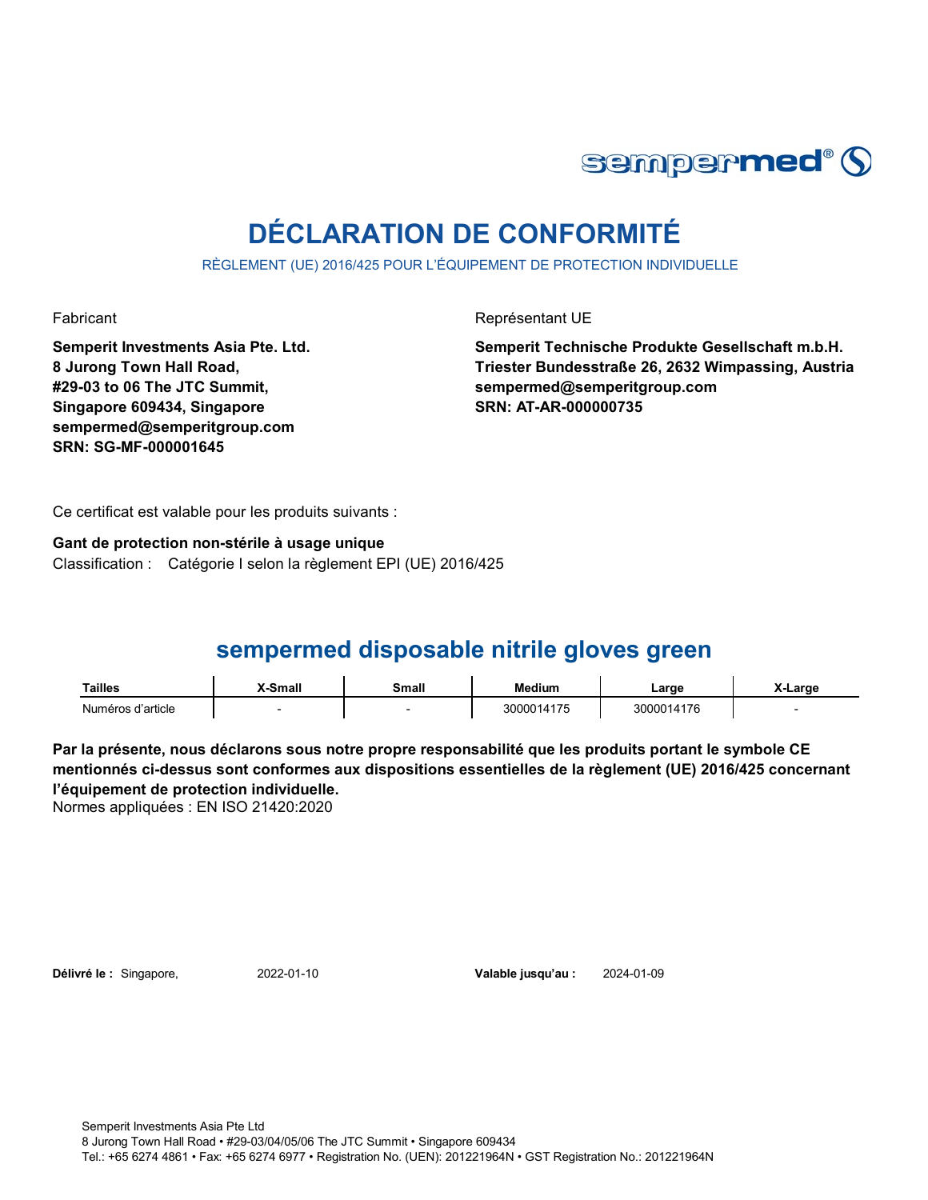# DÉCLARATION DE CONFORMITÉ

RÈGLEMENT (UE) 2016/425 POUR L'ÉQUIPEMENT DE PROTECTION INDIVIDUELLE

Fabricant

**Semperit Investments Asia Pte. Ltd.**
**8 Jurong Town Hall Road,**
**#29-03 to 06 The JTC Summit,**
**Singapore 609434, Singapore**
**sempermed@semperitgroup.com**
**SRN: SG-MF-000001645**

Représentant UE

**Semperit Technische Produkte Gesellschaft m.b.H.**
**Triester Bundesstraße 26, 2632 Wimpassing, Austria**
**sempermed@semperitgroup.com**
**SRN: AT-AR-000000735**

Ce certificat est valable pour les produits suivants :

**Gant de protection non-stérile à usage unique**
Classification : Catégorie I selon la règlement EPI (UE) 2016/425

## sempermed disposable nitrile gloves green

| Tailles | X-Small | Small | Medium | Large | X-Large |
|---|---|---|---|---|---|
| Numéros d'article | - | - | 3000014175 | 3000014176 | - |

**Par la présente, nous déclarons sous notre propre responsabilité que les produits portant le symbole CE mentionnés ci-dessus sont conformes aux dispositions essentielles de la règlement (UE) 2016/425 concernant l'équipement de protection individuelle.**
Normes appliquées : EN ISO 21420:2020

**Délivré le :** Singapore, 2022-01-10

**Valable jusqu'au :** 2024-01-09

Semperit Investments Asia Pte Ltd
8 Jurong Town Hall Road • #29-03/04/05/06 The JTC Summit • Singapore 609434
Tel.: +65 6274 4861 • Fax: +65 6274 6977 • Registration No. (UEN): 201221964N • GST Registration No.: 201221964N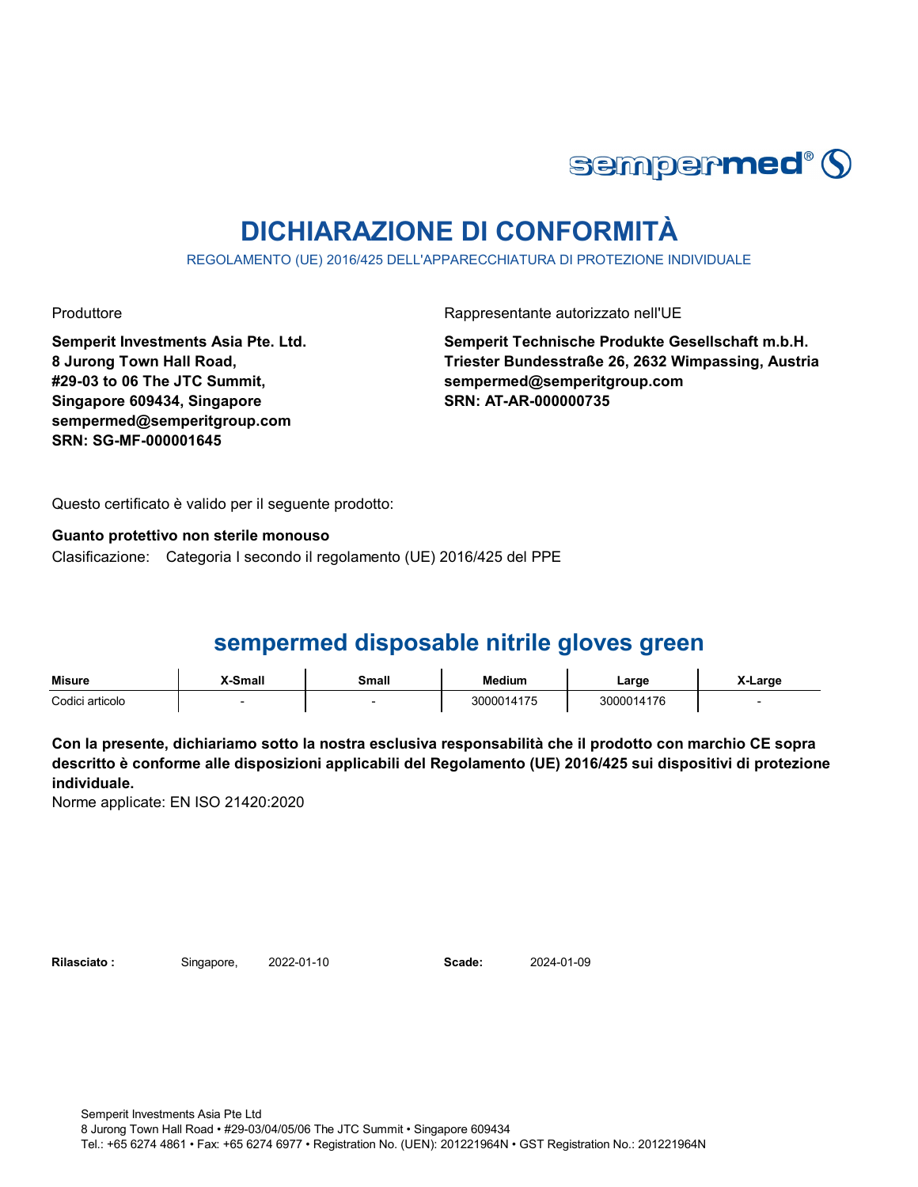sempermed®

# DICHIARAZIONE DI CONFORMITÀ

REGOLAMENTO (UE) 2016/425 DELL'APPARECCHIATURA DI PROTEZIONE INDIVIDUALE

Produttore

**Semperit Investments Asia Pte. Ltd.**
**8 Jurong Town Hall Road,**
**#29-03 to 06 The JTC Summit,**
**Singapore 609434, Singapore**
**sempermed@semperitgroup.com**
**SRN: SG-MF-000001645**

Rappresentante autorizzato nell'UE

**Semperit Technische Produkte Gesellschaft m.b.H.**
**Triester Bundesstraße 26, 2632 Wimpassing, Austria**
**sempermed@semperitgroup.com**
**SRN: AT-AR-000000735**

Questo certificato è valido per il seguente prodotto:

**Guanto protettivo non sterile monouso**

Clasificazione: Categoria I secondo il regolamento (UE) 2016/425 del PPE

## sempermed disposable nitrile gloves green

| Misure | X-Small | Small | Medium | Large | X-Large |
|---|---|---|---|---|---|
| Codici articolo | - | - | 3000014175 | 3000014176 | - |

**Con la presente, dichiariamo sotto la nostra esclusiva responsabilità che il prodotto con marchio CE sopra descritto è conforme alle disposizioni applicabili del Regolamento (UE) 2016/425 sui dispositivi di protezione individuale.**

Norme applicate: EN ISO 21420:2020

**Rilasciato :** Singapore, 2022-01-10 **Scade:** 2024-01-09

Semperit Investments Asia Pte Ltd
8 Jurong Town Hall Road • #29-03/04/05/06 The JTC Summit • Singapore 609434
Tel.: +65 6274 4861 • Fax: +65 6274 6977 • Registration No. (UEN): 201221964N • GST Registration No.: 201221964N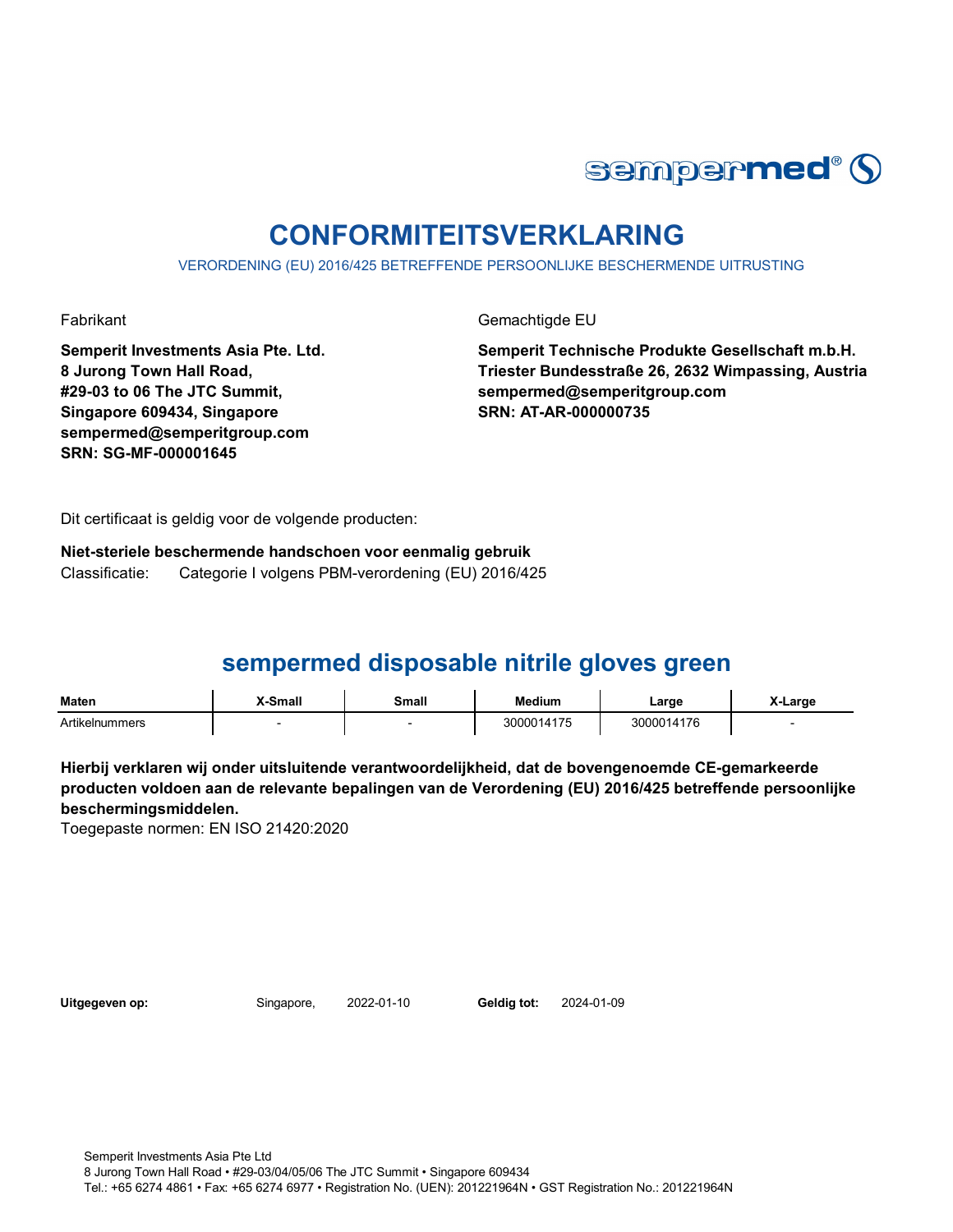sempermed®

# CONFORMITEITSVERKLARING

VERORDENING (EU) 2016/425 BETREFFENDE PERSOONLIJKE BESCHERMENDE UITRUSTING

Fabrikant

**Semperit Investments Asia Pte. Ltd.**
**8 Jurong Town Hall Road,**
**#29-03 to 06 The JTC Summit,**
**Singapore 609434, Singapore**
**sempermed@semperitgroup.com**
**SRN: SG-MF-000001645**

Gemachtigde EU

**Semperit Technische Produkte Gesellschaft m.b.H.**
**Triester Bundesstraße 26, 2632 Wimpassing, Austria**
**sempermed@semperitgroup.com**
**SRN: AT-AR-000000735**

Dit certificaat is geldig voor de volgende producten:

**Niet-steriele beschermende handschoen voor eenmalig gebruik**
Classificatie: Categorie I volgens PBM-verordening (EU) 2016/425

## sempermed disposable nitrile gloves green

| Maten | X-Small | Small | Medium | Large | X-Large |
|---|---|---|---|---|---|
| Artikelnummers | - | - | 3000014175 | 3000014176 | - |

**Hierbij verklaren wij onder uitsluitende verantwoordelijkheid, dat de bovengenoemde CE-gemarkeerde producten voldoen aan de relevante bepalingen van de Verordening (EU) 2016/425 betreffende persoonlijke beschermingsmiddelen.**
Toegepaste normen: EN ISO 21420:2020

**Uitgegeven op:** Singapore, 2022-01-10 **Geldig tot:** 2024-01-09

Semperit Investments Asia Pte Ltd
8 Jurong Town Hall Road • #29-03/04/05/06 The JTC Summit • Singapore 609434
Tel.: +65 6274 4861 • Fax: +65 6274 6977 • Registration No. (UEN): 201221964N • GST Registration No.: 201221964N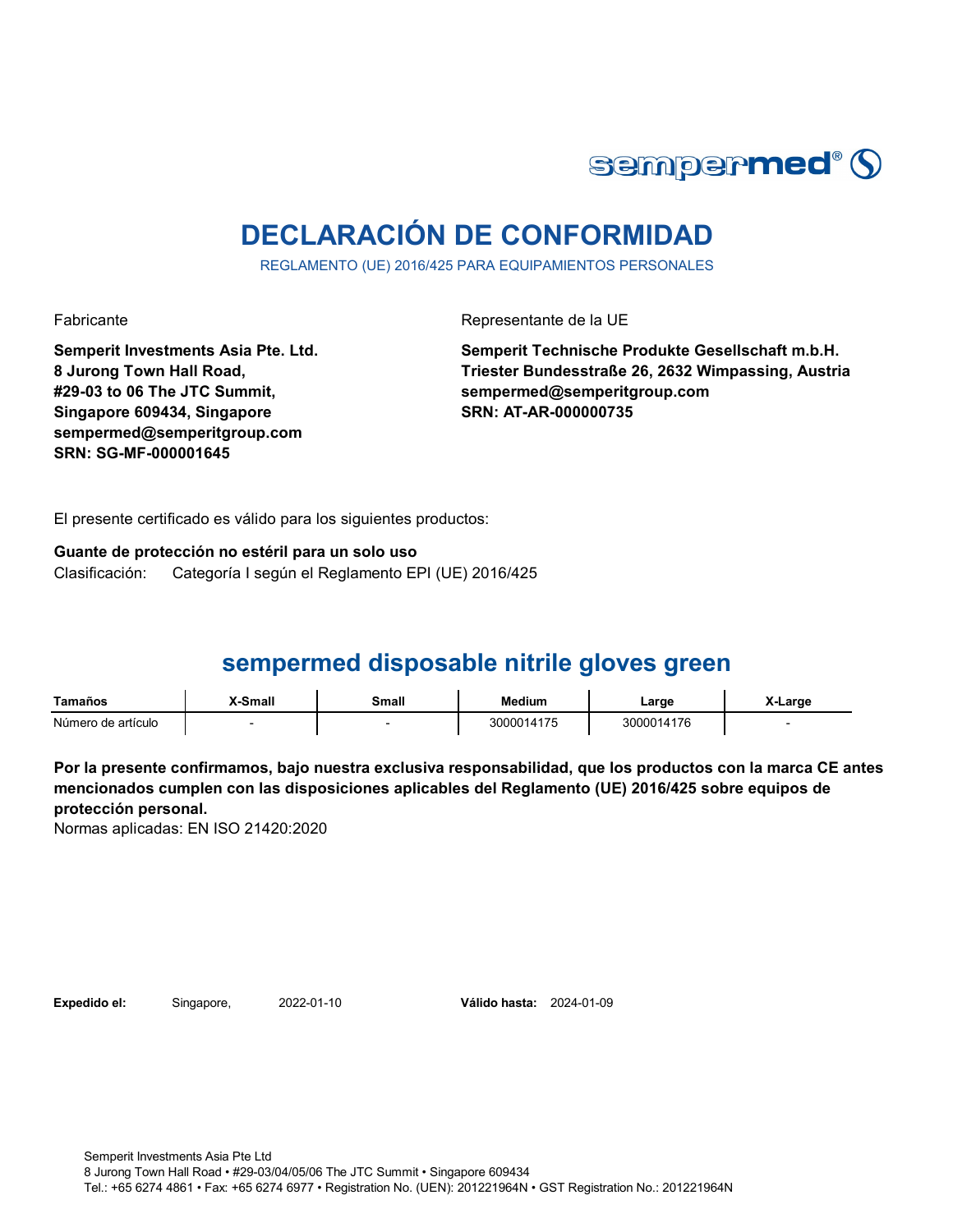# DECLARACIÓN DE CONFORMIDAD

REGLAMENTO (UE) 2016/425 PARA EQUIPAMIENTOS PERSONALES

Fabricante

**Semperit Investments Asia Pte. Ltd.**
**8 Jurong Town Hall Road,**
**#29-03 to 06 The JTC Summit,**
**Singapore 609434, Singapore**
**sempermed@semperitgroup.com**
**SRN: SG-MF-000001645**

Representante de la UE

**Semperit Technische Produkte Gesellschaft m.b.H.**
**Triester Bundesstraße 26, 2632 Wimpassing, Austria**
**sempermed@semperitgroup.com**
**SRN: AT-AR-000000735**

El presente certificado es válido para los siguientes productos:

**Guante de protección no estéril para un solo uso**
Clasificación: Categoría I según el Reglamento EPI (UE) 2016/425

## sempermed disposable nitrile gloves green

| Tamaños | X-Small | Small | Medium | Large | X-Large |
|---|---|---|---|---|---|
| Número de artículo | - | - | 3000014175 | 3000014176 | - |

**Por la presente confirmamos, bajo nuestra exclusiva responsabilidad, que los productos con la marca CE antes mencionados cumplen con las disposiciones aplicables del Reglamento (UE) 2016/425 sobre equipos de protección personal.**
Normas aplicadas: EN ISO 21420:2020

**Expedido el:** Singapore, 2022-01-10 **Válido hasta:** 2024-01-09

Semperit Investments Asia Pte Ltd
8 Jurong Town Hall Road • #29-03/04/05/06 The JTC Summit • Singapore 609434
Tel.: +65 6274 4861 • Fax: +65 6274 6977 • Registration No. (UEN): 201221964N • GST Registration No.: 201221964N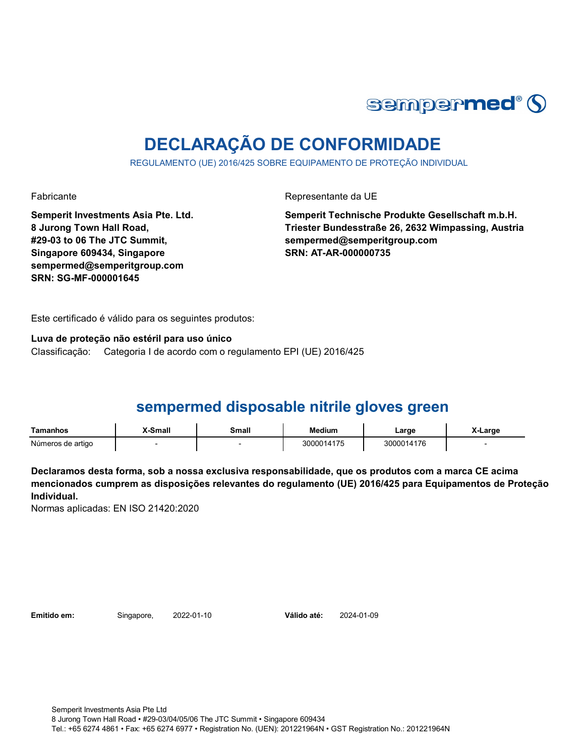sempermed®

# DECLARAÇÃO DE CONFORMIDADE

REGULAMENTO (UE) 2016/425 SOBRE EQUIPAMENTO DE PROTEÇÃO INDIVIDUAL

Fabricante

**Semperit Investments Asia Pte. Ltd.**
**8 Jurong Town Hall Road,**
**#29-03 to 06 The JTC Summit,**
**Singapore 609434, Singapore**
**sempermed@semperitgroup.com**
**SRN: SG-MF-000001645**

Representante da UE

**Semperit Technische Produkte Gesellschaft m.b.H.**
**Triester Bundesstraße 26, 2632 Wimpassing, Austria**
**sempermed@semperitgroup.com**
**SRN: AT-AR-000000735**

Este certificado é válido para os seguintes produtos:

**Luva de proteção não estéril para uso único**
Classificação: Categoria I de acordo com o regulamento EPI (UE) 2016/425

## sempermed disposable nitrile gloves green

| Tamanhos | X-Small | Small | Medium | Large | X-Large |
|---|---|---|---|---|---|
| Números de artigo | - | - | 3000014175 | 3000014176 | - |

**Declaramos desta forma, sob a nossa exclusiva responsabilidade, que os produtos com a marca CE acima mencionados cumprem as disposições relevantes do regulamento (UE) 2016/425 para Equipamentos de Proteção Individual.**
Normas aplicadas: EN ISO 21420:2020

**Emitido em:** Singapore, 2022-01-10 **Válido até:** 2024-01-09

Semperit Investments Asia Pte Ltd
8 Jurong Town Hall Road • #29-03/04/05/06 The JTC Summit • Singapore 609434
Tel.: +65 6274 4861 • Fax: +65 6274 6977 • Registration No. (UEN): 201221964N • GST Registration No.: 201221964N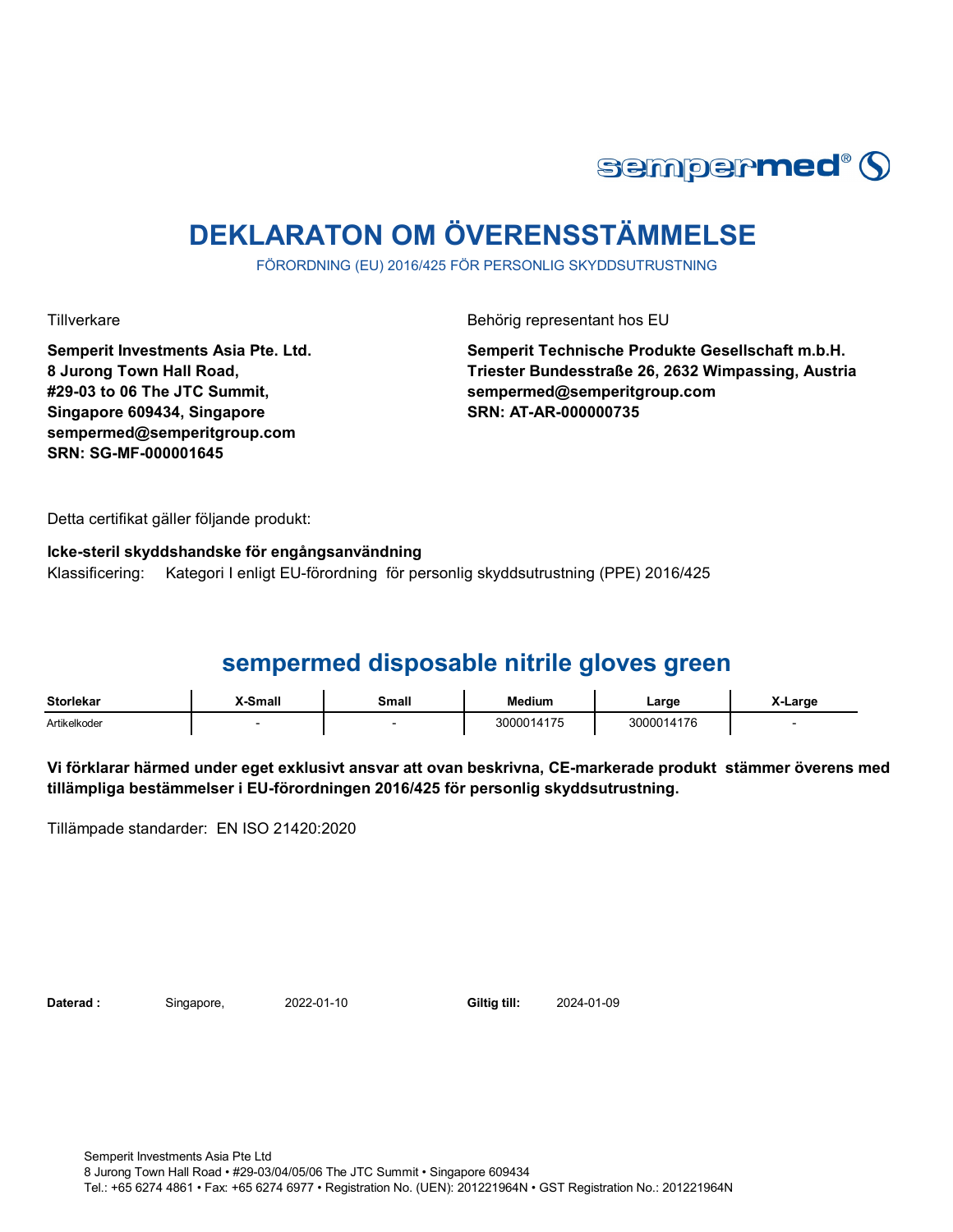sempermed®

# DEKLARATON OM ÖVERENSSTÄMMELSE

FÖRORDNING (EU) 2016/425 FÖR PERSONLIG SKYDDSUTRUSTNING

Tillverkare

**Semperit Investments Asia Pte. Ltd.**
**8 Jurong Town Hall Road,**
**#29-03 to 06 The JTC Summit,**
**Singapore 609434, Singapore**
**sempermed@semperitgroup.com**
**SRN: SG-MF-000001645**

Behörig representant hos EU

**Semperit Technische Produkte Gesellschaft m.b.H.**
**Triester Bundesstraße 26, 2632 Wimpassing, Austria**
**sempermed@semperitgroup.com**
**SRN: AT-AR-000000735**

Detta certifikat gäller följande produkt:

**Icke-steril skyddshandske för engångsanvändning**
Klassificering: Kategori I enligt EU-förordning för personlig skyddsutrustning (PPE) 2016/425

## sempermed disposable nitrile gloves green

| Storlekar | X-Small | Small | Medium | Large | X-Large |
|---|---|---|---|---|---|
| Artikelkoder | - | - | 3000014175 | 3000014176 | - |

**Vi förklarar härmed under eget exklusivt ansvar att ovan beskrivna, CE-markerade produkt stämmer överens med tillämpliga bestämmelser i EU-förordningen 2016/425 för personlig skyddsutrustning.**

Tillämpade standarder: EN ISO 21420:2020

**Daterad :** Singapore, 2022-01-10 **Giltig till:** 2024-01-09

Semperit Investments Asia Pte Ltd
8 Jurong Town Hall Road • #29-03/04/05/06 The JTC Summit • Singapore 609434
Tel.: +65 6274 4861 • Fax: +65 6274 6977 • Registration No. (UEN): 201221964N • GST Registration No.: 201221964N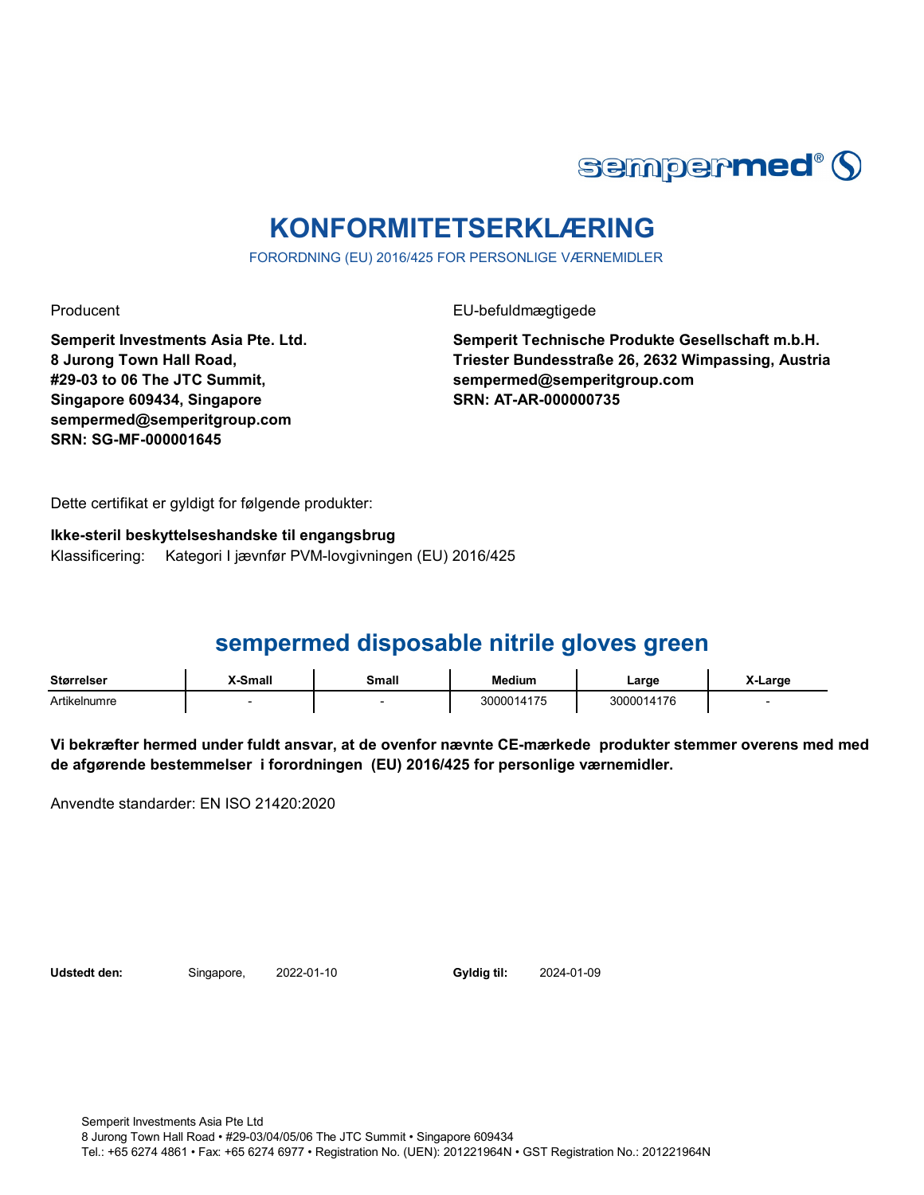sempermed®

# KONFORMITETSERKLÆRING

FORORDNING (EU) 2016/425 FOR PERSONLIGE VÆRNEMIDLER

Producent

**Semperit Investments Asia Pte. Ltd.**
**8 Jurong Town Hall Road,**
**#29-03 to 06 The JTC Summit,**
**Singapore 609434, Singapore**
**sempermed@semperitgroup.com**
**SRN: SG-MF-000001645**

EU-befuldmægtigede

**Semperit Technische Produkte Gesellschaft m.b.H.**
**Triester Bundesstraße 26, 2632 Wimpassing, Austria**
**sempermed@semperitgroup.com**
**SRN: AT-AR-000000735**

Dette certifikat er gyldigt for følgende produkter:

**Ikke-steril beskyttelseshandske til engangsbrug**
Klassificering: Kategori I jævnfør PVM-lovgivningen (EU) 2016/425

## sempermed disposable nitrile gloves green

| Størrelser | X-Small | Small | Medium | Large | X-Large |
|---|---|---|---|---|---|
| Artikelnumre | - | - | 3000014175 | 3000014176 | - |

**Vi bekræfter hermed under fuldt ansvar, at de ovenfor nævnte CE-mærkede produkter stemmer overens med med de afgørende bestemmelser i forordningen (EU) 2016/425 for personlige værnemidler.**

Anvendte standarder: EN ISO 21420:2020

**Udstedt den:** Singapore, 2022-01-10 **Gyldig til:** 2024-01-09

Semperit Investments Asia Pte Ltd
8 Jurong Town Hall Road • #29-03/04/05/06 The JTC Summit • Singapore 609434
Tel.: +65 6274 4861 • Fax: +65 6274 6977 • Registration No. (UEN): 201221964N • GST Registration No.: 201221964N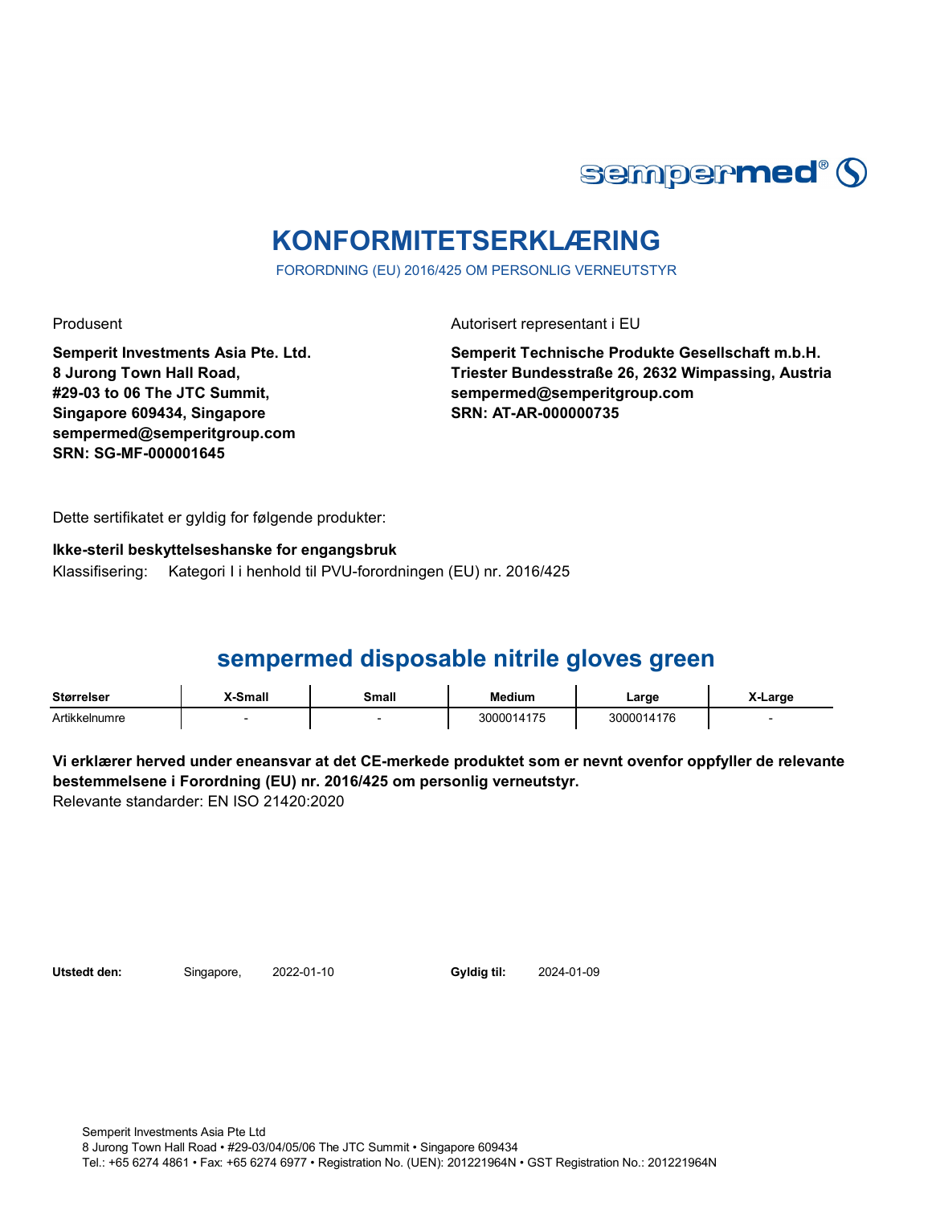sempermed®

# KONFORMITETSERKLÆRING

FORORDNING (EU) 2016/425 OM PERSONLIG VERNEUTSTYR

Produsent

**Semperit Investments Asia Pte. Ltd.**
**8 Jurong Town Hall Road,**
**#29-03 to 06 The JTC Summit,**
**Singapore 609434, Singapore**
**sempermed@semperitgroup.com**
**SRN: SG-MF-000001645**

Autorisert representant i EU

**Semperit Technische Produkte Gesellschaft m.b.H.**
**Triester Bundesstraße 26, 2632 Wimpassing, Austria**
**sempermed@semperitgroup.com**
**SRN: AT-AR-000000735**

Dette sertifikatet er gyldig for følgende produkter:

**Ikke-steril beskyttelseshanske for engangsbruk**
Klassifisering: Kategori I i henhold til PVU-forordningen (EU) nr. 2016/425

## sempermed disposable nitrile gloves green

| Størrelser | X-Small | Small | Medium | Large | X-Large |
| --- | --- | --- | --- | --- | --- |
| Artikkelnumre | - | - | 3000014175 | 3000014176 | - |

**Vi erklærer herved under eneansvar at det CE-merkede produktet som er nevnt ovenfor oppfyller de relevante bestemmelsene i Forordning (EU) nr. 2016/425 om personlig verneutstyr.**
Relevante standarder: EN ISO 21420:2020

**Utstedt den:** Singapore, 2022-01-10 **Gyldig til:** 2024-01-09

Semperit Investments Asia Pte Ltd
8 Jurong Town Hall Road • #29-03/04/05/06 The JTC Summit • Singapore 609434
Tel.: +65 6274 4861 • Fax: +65 6274 6977 • Registration No. (UEN): 201221964N • GST Registration No.: 201221964N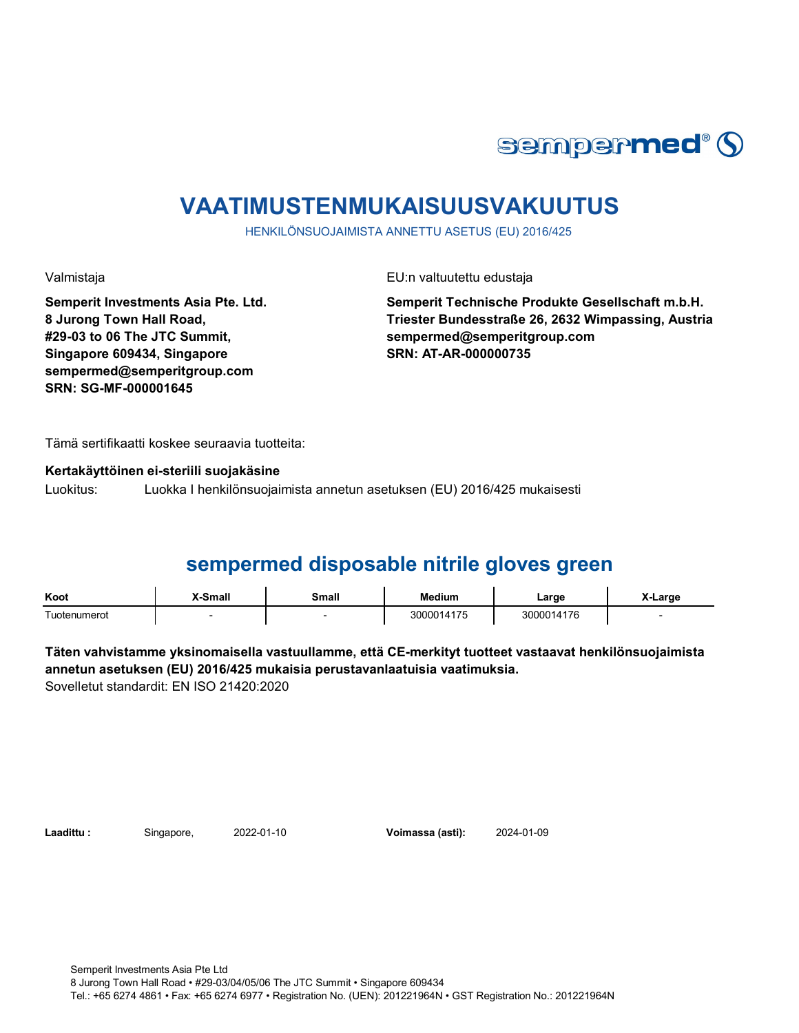sempermed®

# VAATIMUSTENMUKAISUUSVAKUUTUS

HENKILÖNSUOJAIMISTA ANNETTU ASETUS (EU) 2016/425

Valmistaja

**Semperit Investments Asia Pte. Ltd.**
**8 Jurong Town Hall Road,**
**#29-03 to 06 The JTC Summit,**
**Singapore 609434, Singapore**
**sempermed@semperitgroup.com**
**SRN: SG-MF-000001645**

EU:n valtuutettu edustaja

**Semperit Technische Produkte Gesellschaft m.b.H.**
**Triester Bundesstraße 26, 2632 Wimpassing, Austria**
**sempermed@semperitgroup.com**
**SRN: AT-AR-000000735**

Tämä sertifikaatti koskee seuraavia tuotteita:

**Kertakäyttöinen ei-steriili suojakäsine**

Luokitus: Luokka I henkilönsuojaimista annetun asetuksen (EU) 2016/425 mukaisesti

## sempermed disposable nitrile gloves green

| Koot | X-Small | Small | Medium | Large | X-Large |
|---|---|---|---|---|---|
| Tuotenumerot | - | - | 3000014175 | 3000014176 | - |

**Täten vahvistamme yksinomaisella vastuullamme, että CE-merkityt tuotteet vastaavat henkilönsuojaimista annetun asetuksen (EU) 2016/425 mukaisia perustavanlaatuisia vaatimuksia.**

Sovelletut standardit: EN ISO 21420:2020

**Laadittu :** Singapore, 2022-01-10 **Voimassa (asti):** 2024-01-09

Semperit Investments Asia Pte Ltd
8 Jurong Town Hall Road • #29-03/04/05/06 The JTC Summit • Singapore 609434
Tel.: +65 6274 4861 • Fax: +65 6274 6977 • Registration No. (UEN): 201221964N • GST Registration No.: 201221964N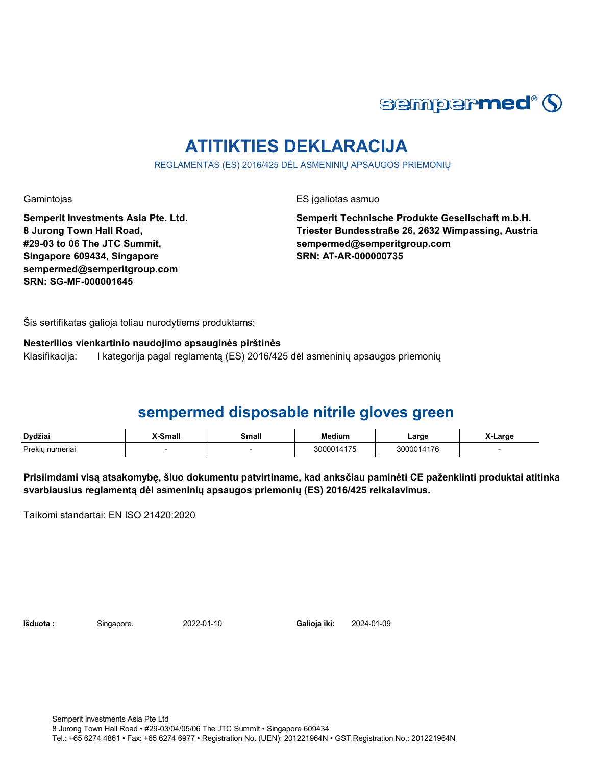sempermed®

# ATITIKTIES DEKLARACIJA

REGLAMENTAS (ES) 2016/425 DĖL ASMENINIŲ APSAUGOS PRIEMONIŲ

Gamintojas

**Semperit Investments Asia Pte. Ltd.**
**8 Jurong Town Hall Road,**
**#29-03 to 06 The JTC Summit,**
**Singapore 609434, Singapore**
**sempermed@semperitgroup.com**
**SRN: SG-MF-000001645**

ES įgaliotas asmuo

**Semperit Technische Produkte Gesellschaft m.b.H.**
**Triester Bundesstraße 26, 2632 Wimpassing, Austria**
**sempermed@semperitgroup.com**
**SRN: AT-AR-000000735**

Šis sertifikatas galioja toliau nurodytiems produktams:

**Nesterilios vienkartinio naudojimo apsauginės pirštinės**
Klasifikacija: I kategorija pagal reglamentą (ES) 2016/425 dėl asmeninių apsaugos priemonių

## sempermed disposable nitrile gloves green

| Dydžiai | X-Small | Small | Medium | Large | X-Large |
|---|---|---|---|---|---|
| Prekių numeriai | - | - | 3000014175 | 3000014176 | - |

**Prisiimdami visą atsakomybę, šiuo dokumentu patvirtiname, kad anksčiau paminėti CE paženklinti produktai atitinka svarbiausius reglamentą dėl asmeninių apsaugos priemonių (ES) 2016/425 reikalavimus.**

Taikomi standartai: EN ISO 21420:2020

**Išduota :** Singapore, 2022-01-10 **Galioja iki:** 2024-01-09

Semperit Investments Asia Pte Ltd
8 Jurong Town Hall Road • #29-03/04/05/06 The JTC Summit • Singapore 609434
Tel.: +65 6274 4861 • Fax: +65 6274 6977 • Registration No. (UEN): 201221964N • GST Registration No.: 201221964N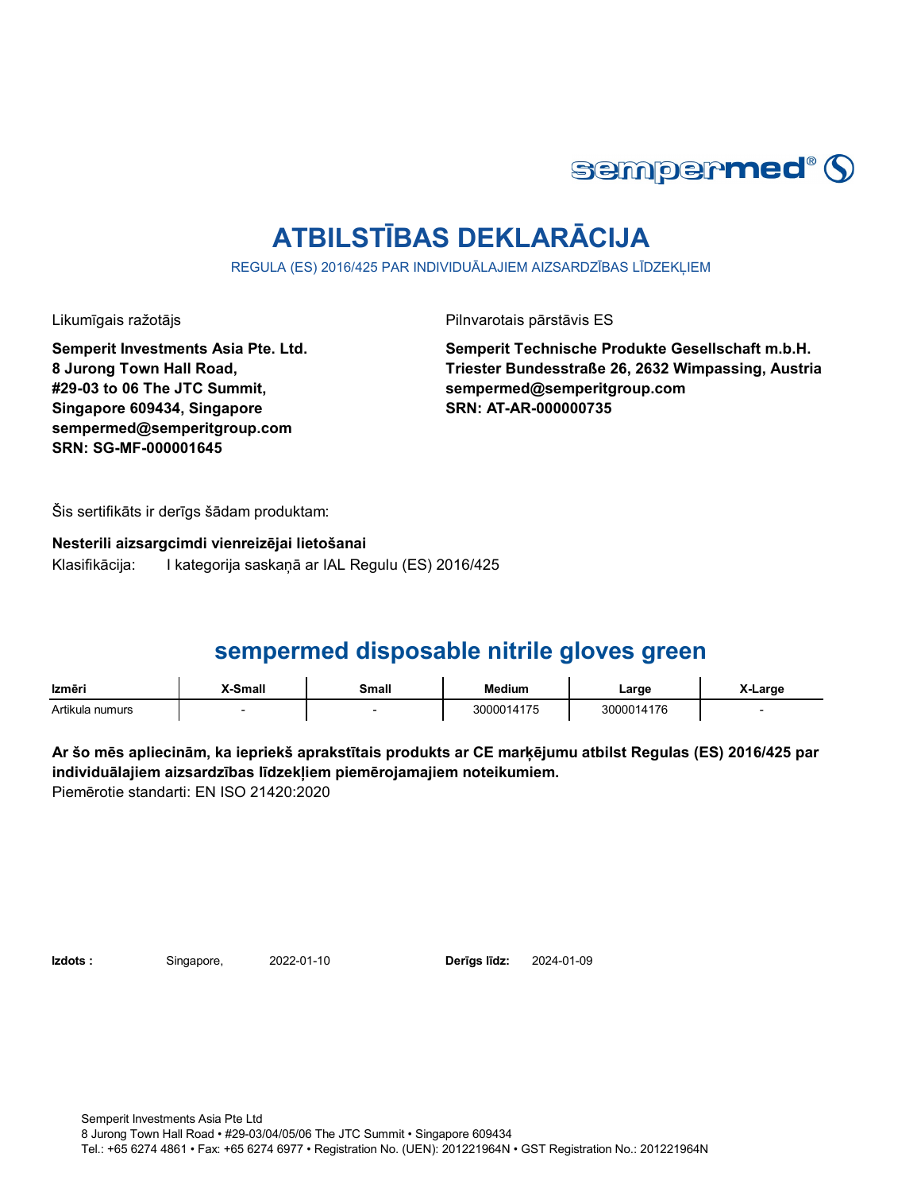# ATBILSTĪBAS DEKLARĀCIJA

REGULA (ES) 2016/425 PAR INDIVIDUĀLAJIEM AIZSARDZĪBAS LĪDZEKĻIEM

Likumīgais ražotājs

**Semperit Investments Asia Pte. Ltd.**
**8 Jurong Town Hall Road,**
**#29-03 to 06 The JTC Summit,**
**Singapore 609434, Singapore**
**sempermed@semperitgroup.com**
**SRN: SG-MF-000001645**

Pilnvarotais pārstāvis ES

**Semperit Technische Produkte Gesellschaft m.b.H.**
**Triester Bundesstraße 26, 2632 Wimpassing, Austria**
**sempermed@semperitgroup.com**
**SRN: AT-AR-000000735**

Šis sertifikāts ir derīgs šādam produktam:

**Nesterili aizsargcimdi vienreizējai lietošanai**

Klasifikācija: I kategorija saskaņā ar IAL Regulu (ES) 2016/425

## sempermed disposable nitrile gloves green

| Izmēri | X-Small | Small | Medium | Large | X-Large |
|---|---|---|---|---|---|
| Artikula numurs | - | - | 3000014175 | 3000014176 | - |

**Ar šo mēs apliecinām, ka iepriekš aprakstītais produkts ar CE marķējumu atbilst Regulas (ES) 2016/425 par individuālajiem aizsardzības līdzekļiem piemērojamajiem noteikumiem.**

Piemērotie standarti: EN ISO 21420:2020

**Izdots :** Singapore, 2022-01-10 **Derīgs līdz:** 2024-01-09

Semperit Investments Asia Pte Ltd
8 Jurong Town Hall Road • #29-03/04/05/06 The JTC Summit • Singapore 609434
Tel.: +65 6274 4861 • Fax: +65 6274 6977 • Registration No. (UEN): 201221964N • GST Registration No.: 201221964N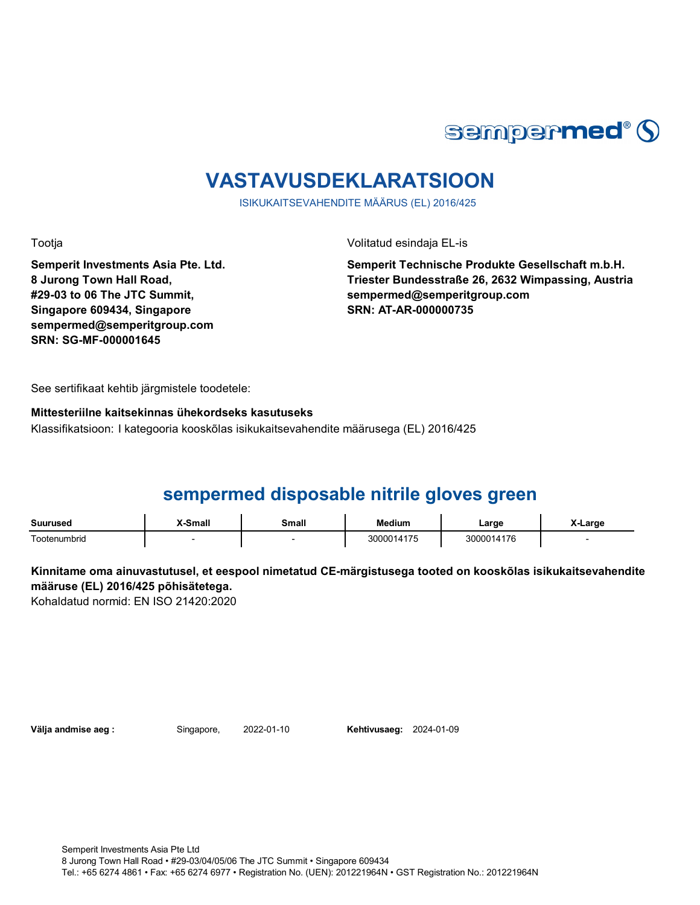# VASTAVUSDEKLARATSIOON

ISIKUKAITSEVAHENDITE MÄÄRUS (EL) 2016/425

Tootja

**Semperit Investments Asia Pte. Ltd.**
**8 Jurong Town Hall Road,**
**#29-03 to 06 The JTC Summit,**
**Singapore 609434, Singapore**
**sempermed@semperitgroup.com**
**SRN: SG-MF-000001645**

Volitatud esindaja EL-is

**Semperit Technische Produkte Gesellschaft m.b.H.**
**Triester Bundesstraße 26, 2632 Wimpassing, Austria**
**sempermed@semperitgroup.com**
**SRN: AT-AR-000000735**

See sertifikaat kehtib järgmistele toodetele:

**Mittesteriilne kaitsekinnas ühekordseks kasutuseks**

Klassifikatsioon: I kategooria kooskõlas isikukaitsevahendite määrusega (EL) 2016/425

## sempermed disposable nitrile gloves green

| Suurused | X-Small | Small | Medium | Large | X-Large |
|---|---|---|---|---|---|
| Tootenumbrid | - | - | 3000014175 | 3000014176 | - |

**Kinnitame oma ainuvastutusel, et eespool nimetatud CE-märgistusega tooted on kooskõlas isikukaitsevahendite määruse (EL) 2016/425 põhisätetega.**

Kohaldatud normid: EN ISO 21420:2020

**Välja andmise aeg :** Singapore, 2022-01-10 **Kehtivusaeg:** 2024-01-09

Semperit Investments Asia Pte Ltd
8 Jurong Town Hall Road • #29-03/04/05/06 The JTC Summit • Singapore 609434
Tel.: +65 6274 4861 • Fax: +65 6274 6977 • Registration No. (UEN): 201221964N • GST Registration No.: 201221964N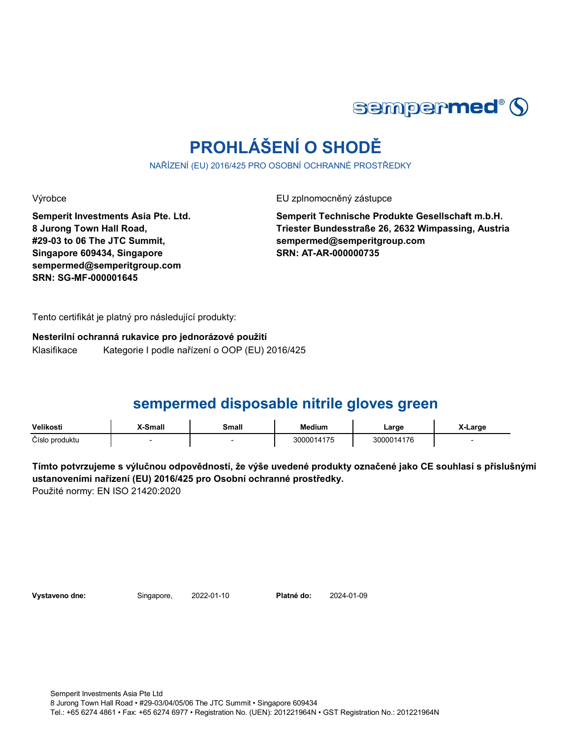# PROHLÁŠENÍ O SHODĚ

NAŘÍZENÍ (EU) 2016/425 PRO OSOBNÍ OCHRANNÉ PROSTŘEDKY

Výrobce

**Semperit Investments Asia Pte. Ltd.**
**8 Jurong Town Hall Road,**
**#29-03 to 06 The JTC Summit,**
**Singapore 609434, Singapore**
**sempermed@semperitgroup.com**
**SRN: SG-MF-000001645**

EU zplnomocněný zástupce

**Semperit Technische Produkte Gesellschaft m.b.H.**
**Triester Bundesstraße 26, 2632 Wimpassing, Austria**
**sempermed@semperitgroup.com**
**SRN: AT-AR-000000735**

Tento certifikát je platný pro následující produkty:

**Nesterilní ochranná rukavice pro jednorázové použití**

Klasifikace Kategorie I podle nařízení o OOP (EU) 2016/425

## sempermed disposable nitrile gloves green

| Velikosti | X-Small | Small | Medium | Large | X-Large |
|---|---|---|---|---|---|
| Číslo produktu | - | - | 3000014175 | 3000014176 | - |

**Tímto potvrzujeme s výlučnou odpovědností, že výše uvedené produkty označené jako CE souhlasí s příslušnými ustanoveními nařízení (EU) 2016/425 pro Osobní ochranné prostředky.**

Použité normy: EN ISO 21420:2020

**Vystaveno dne:** Singapore, 2022-01-10 **Platné do:** 2024-01-09

Semperit Investments Asia Pte Ltd
8 Jurong Town Hall Road • #29-03/04/05/06 The JTC Summit • Singapore 609434
Tel.: +65 6274 4861 • Fax: +65 6274 6977 • Registration No. (UEN): 201221964N • GST Registration No.: 201221964N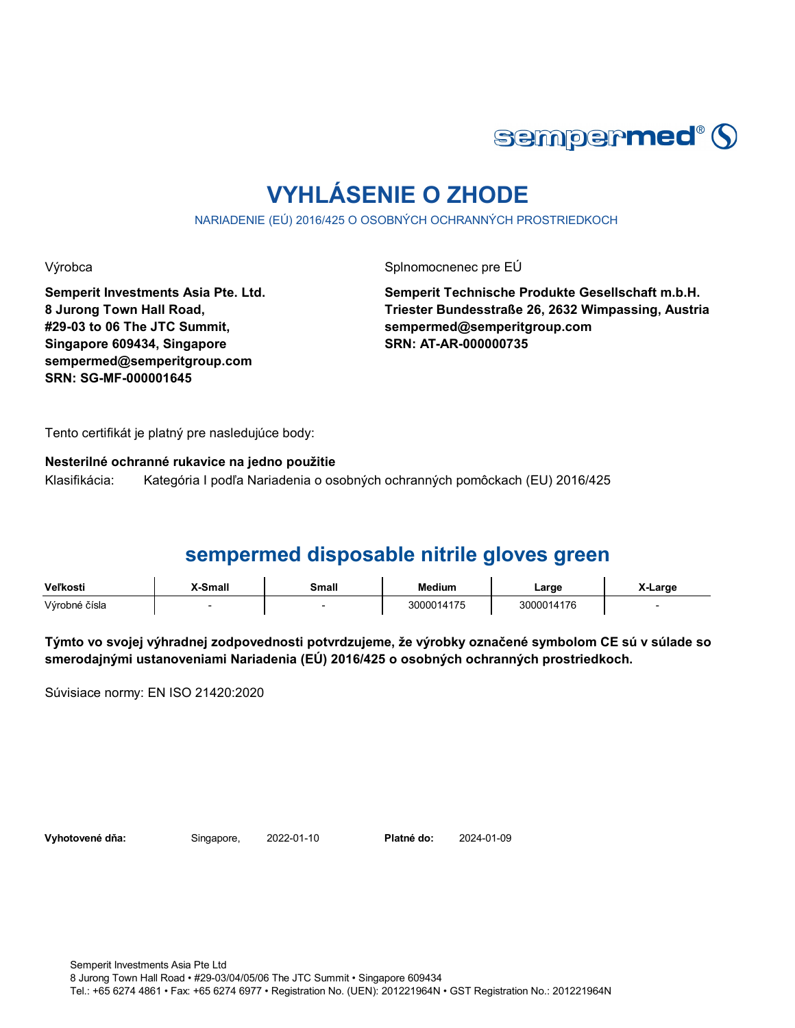sempermed®

# VYHLÁSENIE O ZHODE

NARIADENIE (EÚ) 2016/425 O OSOBNÝCH OCHRANNÝCH PROSTRIEDKOCH

Výrobca

**Semperit Investments Asia Pte. Ltd.**
**8 Jurong Town Hall Road,**
**#29-03 to 06 The JTC Summit,**
**Singapore 609434, Singapore**
**sempermed@semperitgroup.com**
**SRN: SG-MF-000001645**

Splnomocnenec pre EÚ

**Semperit Technische Produkte Gesellschaft m.b.H.**
**Triester Bundesstraße 26, 2632 Wimpassing, Austria**
**sempermed@semperitgroup.com**
**SRN: AT-AR-000000735**

Tento certifikát je platný pre nasledujúce body:

**Nesterilné ochranné rukavice na jedno použitie**

Klasifikácia: Kategória I podľa Nariadenia o osobných ochranných pomôckach (EU) 2016/425

## sempermed disposable nitrile gloves green

| Veľkosti | X-Small | Small | Medium | Large | X-Large |
|---|---|---|---|---|---|
| Výrobné čísla | - | - | 3000014175 | 3000014176 | - |

**Týmto vo svojej výhradnej zodpovednosti potvrdzujeme, že výrobky označené symbolom CE sú v súlade so smerodajnými ustanoveniami Nariadenia (EÚ) 2016/425 o osobných ochranných prostriedkoch.**

Súvisiace normy: EN ISO 21420:2020

**Vyhotovené dňa:** Singapore, 2022-01-10 **Platné do:** 2024-01-09

Semperit Investments Asia Pte Ltd
8 Jurong Town Hall Road • #29-03/04/05/06 The JTC Summit • Singapore 609434
Tel.: +65 6274 4861 • Fax: +65 6274 6977 • Registration No. (UEN): 201221964N • GST Registration No.: 201221964N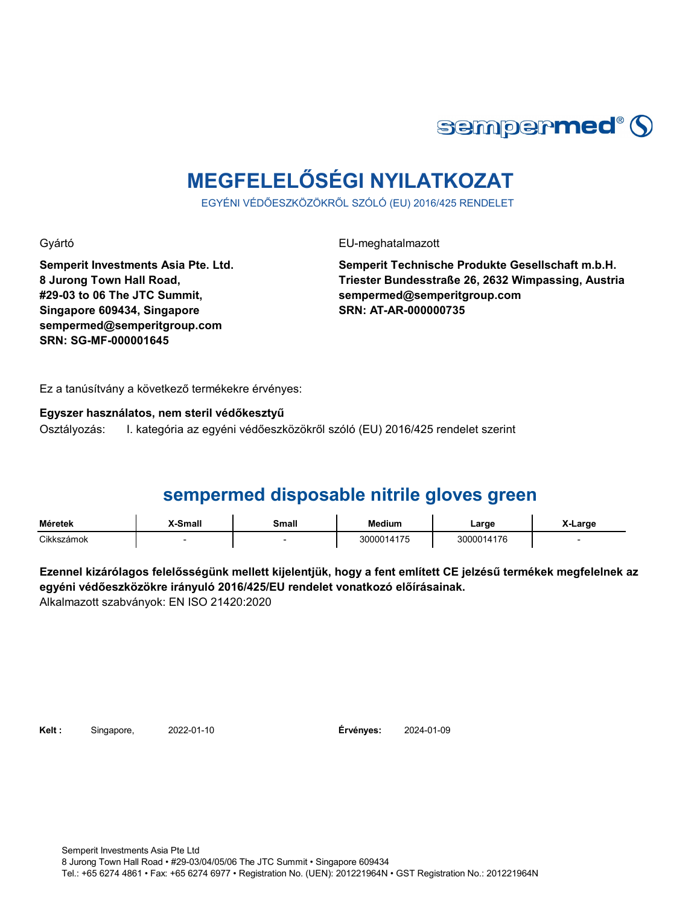sempermed®

# MEGFELELŐSÉGI NYILATKOZAT

EGYÉNI VÉDŐESZKÖZÖKRŐL SZÓLÓ (EU) 2016/425 RENDELET

Gyártó

**Semperit Investments Asia Pte. Ltd.**
**8 Jurong Town Hall Road,**
**#29-03 to 06 The JTC Summit,**
**Singapore 609434, Singapore**
**sempermed@semperitgroup.com**
**SRN: SG-MF-000001645**

EU-meghatalmazott

**Semperit Technische Produkte Gesellschaft m.b.H.**
**Triester Bundesstraße 26, 2632 Wimpassing, Austria**
**sempermed@semperitgroup.com**
**SRN: AT-AR-000000735**

Ez a tanúsítvány a következő termékekre érvényes:

**Egyszer használatos, nem steril védőkesztyű**

Osztályozás: I. kategória az egyéni védőeszközökről szóló (EU) 2016/425 rendelet szerint

## sempermed disposable nitrile gloves green

| Méretek | X-Small | Small | Medium | Large | X-Large |
|---|---|---|---|---|---|
| Cikkszámok | - | - | 3000014175 | 3000014176 | - |

**Ezennel kizárólagos felelősségünk mellett kijelentjük, hogy a fent említett CE jelzésű termékek megfelelnek az egyéni védőeszközökre irányuló 2016/425/EU rendelet vonatkozó előírásainak.**
Alkalmazott szabványok: EN ISO 21420:2020

**Kelt :** Singapore, 2022-01-10 **Érvényes:** 2024-01-09

Semperit Investments Asia Pte Ltd
8 Jurong Town Hall Road • #29-03/04/05/06 The JTC Summit • Singapore 609434
Tel.: +65 6274 4861 • Fax: +65 6274 6977 • Registration No. (UEN): 201221964N • GST Registration No.: 201221964N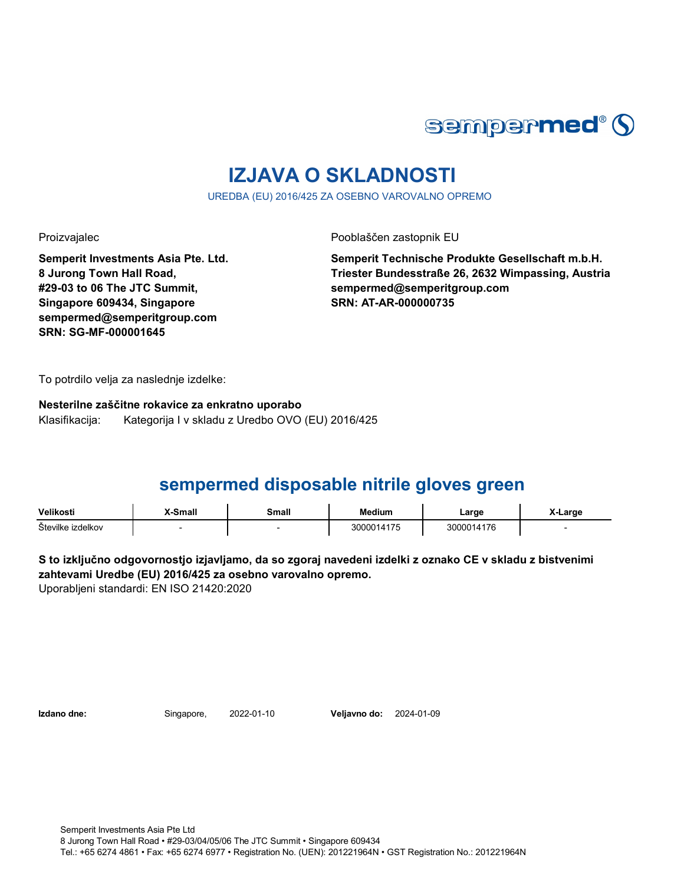sempermed®

# IZJAVA O SKLADNOSTI

UREDBA (EU) 2016/425 ZA OSEBNO VAROVALNO OPREMO

Proizvajalec

**Semperit Investments Asia Pte. Ltd.**
**8 Jurong Town Hall Road,**
**#29-03 to 06 The JTC Summit,**
**Singapore 609434, Singapore**
**sempermed@semperitgroup.com**
**SRN: SG-MF-000001645**

Pooblaščen zastopnik EU

**Semperit Technische Produkte Gesellschaft m.b.H.**
**Triester Bundesstraße 26, 2632 Wimpassing, Austria**
**sempermed@semperitgroup.com**
**SRN: AT-AR-000000735**

To potrdilo velja za naslednje izdelke:

**Nesterilne zaščitne rokavice za enkratno uporabo**
Klasifikacija: Kategorija I v skladu z Uredbo OVO (EU) 2016/425

## sempermed disposable nitrile gloves green

| Velikosti | X-Small | Small | Medium | Large | X-Large |
|---|---|---|---|---|---|
| Številke izdelkov | - | - | 3000014175 | 3000014176 | - |

**S to izključno odgovornostjo izjavljamo, da so zgoraj navedeni izdelki z oznako CE v skladu z bistvenimi zahtevami Uredbe (EU) 2016/425 za osebno varovalno opremo.**
Uporabljeni standardi: EN ISO 21420:2020

**Izdano dne:** Singapore, 2022-01-10 **Veljavno do:** 2024-01-09

Semperit Investments Asia Pte Ltd
8 Jurong Town Hall Road • #29-03/04/05/06 The JTC Summit • Singapore 609434
Tel.: +65 6274 4861 • Fax: +65 6274 6977 • Registration No. (UEN): 201221964N • GST Registration No.: 201221964N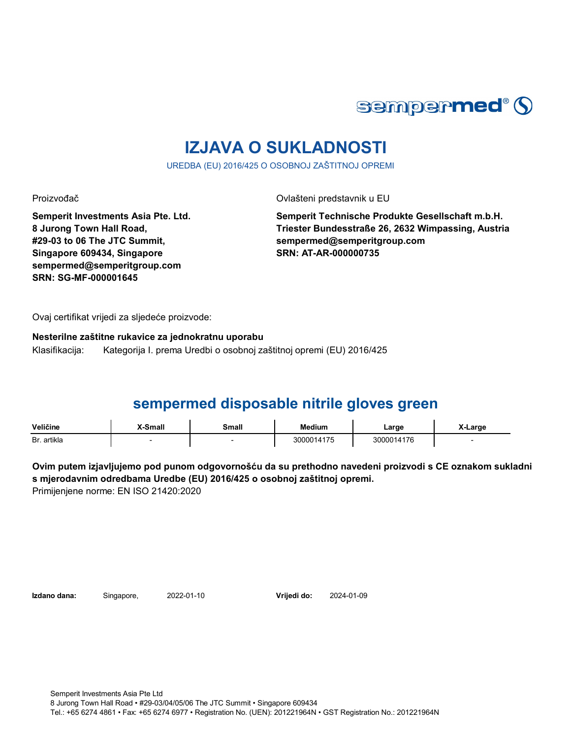sempermed®

# IZJAVA O SUKLADNOSTI

UREDBA (EU) 2016/425 O OSOBNOJ ZAŠTITNOJ OPREMI

Proizvođač

**Semperit Investments Asia Pte. Ltd.**
**8 Jurong Town Hall Road,**
**#29-03 to 06 The JTC Summit,**
**Singapore 609434, Singapore**
**sempermed@semperitgroup.com**
**SRN: SG-MF-000001645**

Ovlašteni predstavnik u EU

**Semperit Technische Produkte Gesellschaft m.b.H.**
**Triester Bundesstraße 26, 2632 Wimpassing, Austria**
**sempermed@semperitgroup.com**
**SRN: AT-AR-000000735**

Ovaj certifikat vrijedi za sljedeće proizvode:

**Nesterilne zaštitne rukavice za jednokratnu uporabu**

Klasifikacija: Kategorija I. prema Uredbi o osobnoj zaštitnoj opremi (EU) 2016/425

## sempermed disposable nitrile gloves green

| Veličine | X-Small | Small | Medium | Large | X-Large |
|---|---|---|---|---|---|
| Br. artikla | - | - | 3000014175 | 3000014176 | - |

**Ovim putem izjavljujemo pod punom odgovornošću da su prethodno navedeni proizvodi s CE oznakom sukladni s mjerodavnim odredbama Uredbe (EU) 2016/425 o osobnoj zaštitnoj opremi.**
Primijenjene norme: EN ISO 21420:2020

**Izdano dana:** Singapore, 2022-01-10 **Vrijedi do:** 2024-01-09

Semperit Investments Asia Pte Ltd
8 Jurong Town Hall Road • #29-03/04/05/06 The JTC Summit • Singapore 609434
Tel.: +65 6274 4861 • Fax: +65 6274 6977 • Registration No. (UEN): 201221964N • GST Registration No.: 201221964N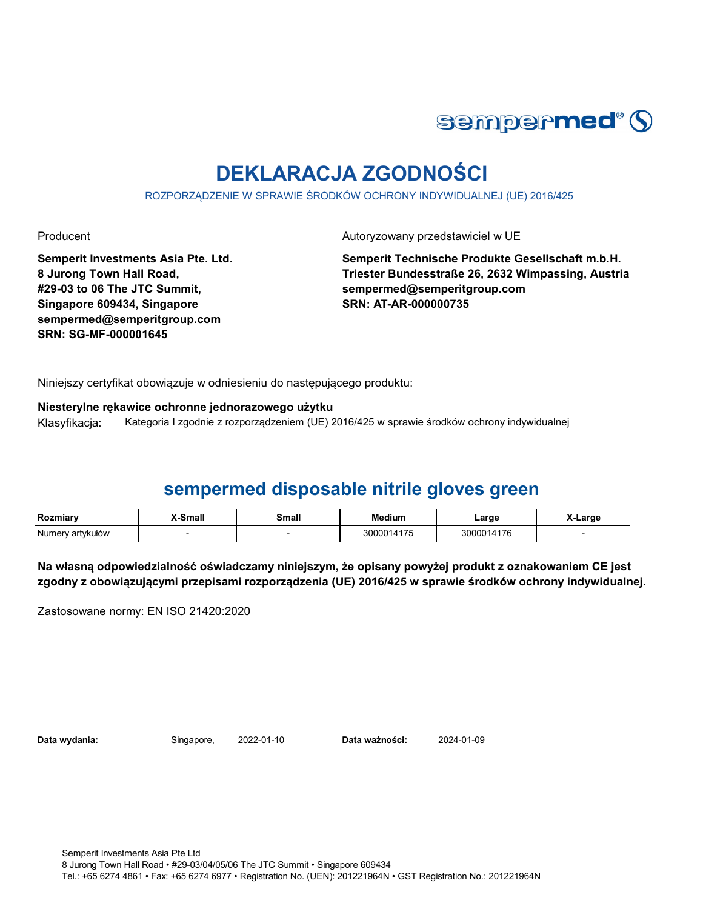# DEKLARACJA ZGODNOŚCI

ROZPORZĄDZENIE W SPRAWIE ŚRODKÓW OCHRONY INDYWIDUALNEJ (UE) 2016/425

Producent

**Semperit Investments Asia Pte. Ltd.**
**8 Jurong Town Hall Road,**
**#29-03 to 06 The JTC Summit,**
**Singapore 609434, Singapore**
**sempermed@semperitgroup.com**
**SRN: SG-MF-000001645**

Autoryzowany przedstawiciel w UE

**Semperit Technische Produkte Gesellschaft m.b.H.**
**Triester Bundesstraße 26, 2632 Wimpassing, Austria**
**sempermed@semperitgroup.com**
**SRN: AT-AR-000000735**

Niniejszy certyfikat obowiązuje w odniesieniu do następującego produktu:

**Niesterylne rękawice ochronne jednorazowego użytku**

Klasyfikacja: Kategoria I zgodnie z rozporządzeniem (UE) 2016/425 w sprawie środków ochrony indywidualnej

## sempermed disposable nitrile gloves green

| Rozmiary | X-Small | Small | Medium | Large | X-Large |
|---|---|---|---|---|---|
| Numery artykułów | - | - | 3000014175 | 3000014176 | - |

**Na własną odpowiedzialność oświadczamy niniejszym, że opisany powyżej produkt z oznakowaniem CE jest zgodny z obowiązującymi przepisami rozporządzenia (UE) 2016/425 w sprawie środków ochrony indywidualnej.**

Zastosowane normy: EN ISO 21420:2020

**Data wydania:** Singapore, 2022-01-10 **Data ważności:** 2024-01-09

Semperit Investments Asia Pte Ltd
8 Jurong Town Hall Road • #29-03/04/05/06 The JTC Summit • Singapore 609434
Tel.: +65 6274 4861 • Fax: +65 6274 6977 • Registration No. (UEN): 201221964N • GST Registration No.: 201221964N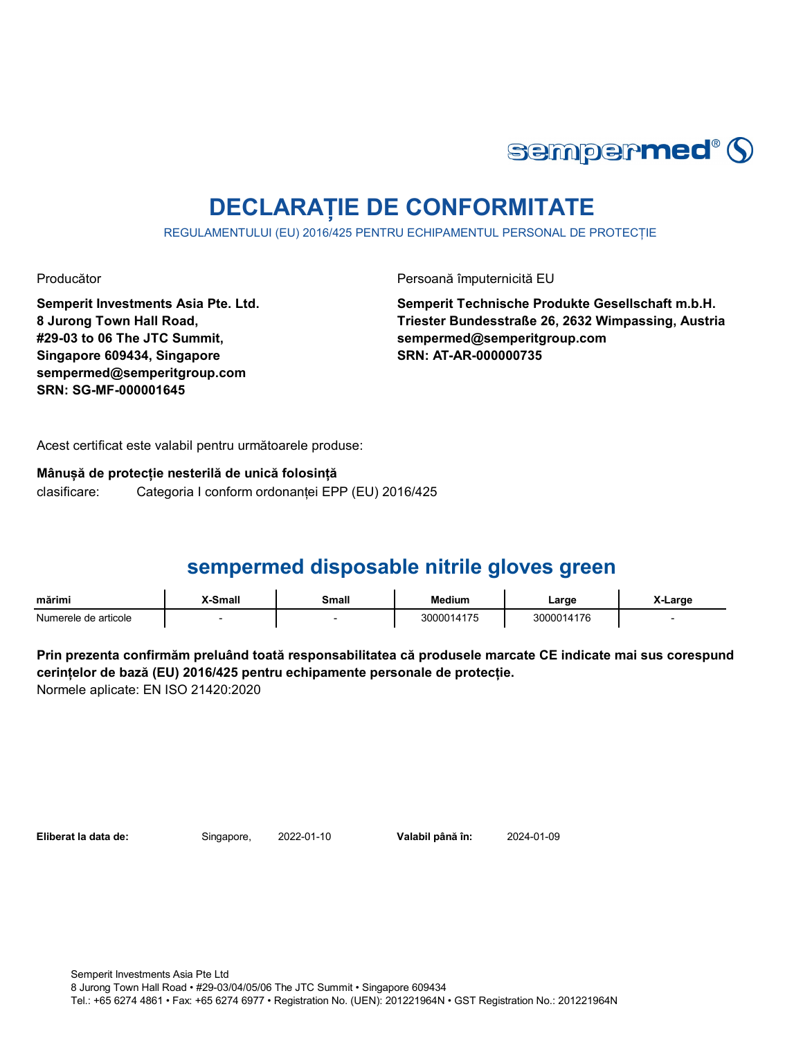# DECLARAȚIE DE CONFORMITATE

REGULAMENTULUI (EU) 2016/425 PENTRU ECHIPAMENTUL PERSONAL DE PROTECȚIE

Producător

**Semperit Investments Asia Pte. Ltd.**
**8 Jurong Town Hall Road,**
**#29-03 to 06 The JTC Summit,**
**Singapore 609434, Singapore**
**sempermed@semperitgroup.com**
**SRN: SG-MF-000001645**

Persoană împuternicită EU

**Semperit Technische Produkte Gesellschaft m.b.H.**
**Triester Bundesstraße 26, 2632 Wimpassing, Austria**
**sempermed@semperitgroup.com**
**SRN: AT-AR-000000735**

Acest certificat este valabil pentru următoarele produse:

**Mânușă de protecție nesterilă de unică folosință**
clasificare: Categoria I conform ordonanței EPP (EU) 2016/425

## sempermed disposable nitrile gloves green

| mărimi | X-Small | Small | Medium | Large | X-Large |
|---|---|---|---|---|---|
| Numerele de articole | - | - | 3000014175 | 3000014176 | - |

**Prin prezenta confirmăm preluând toată responsabilitatea că produsele marcate CE indicate mai sus corespund cerințelor de bază (EU) 2016/425 pentru echipamente personale de protecție.**
Normele aplicate: EN ISO 21420:2020

**Eliberat la data de:** Singapore, 2022-01-10 **Valabil până în:** 2024-01-09

Semperit Investments Asia Pte Ltd
8 Jurong Town Hall Road • #29-03/04/05/06 The JTC Summit • Singapore 609434
Tel.: +65 6274 4861 • Fax: +65 6274 6977 • Registration No. (UEN): 201221964N • GST Registration No.: 201221964N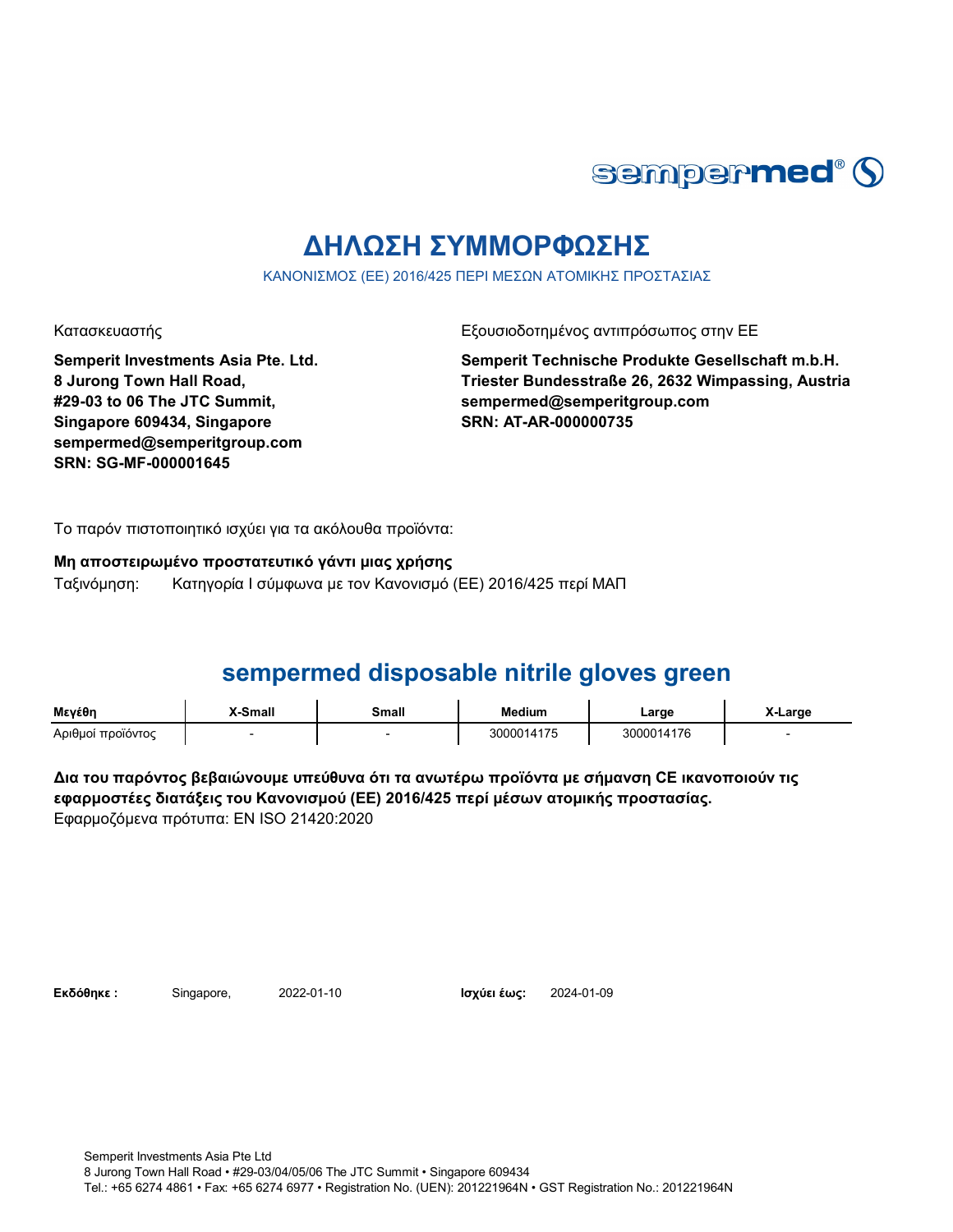# ΔΗΛΩΣΗ ΣΥΜΜΟΡΦΩΣΗΣ

ΚΑΝΟΝΙΣΜΟΣ (ΕΕ) 2016/425 ΠΕΡΙ ΜΕΣΩΝ ΑΤΟΜΙΚΗΣ ΠΡΟΣΤΑΣΙΑΣ

Κατασκευαστής

**Semperit Investments Asia Pte. Ltd.**
**8 Jurong Town Hall Road,**
**#29-03 to 06 The JTC Summit,**
**Singapore 609434, Singapore**
**sempermed@semperitgroup.com**
**SRN: SG-MF-000001645**

Εξουσιοδοτημένος αντιπρόσωπος στην ΕΕ

**Semperit Technische Produkte Gesellschaft m.b.H.**
**Triester Bundesstraße 26, 2632 Wimpassing, Austria**
**sempermed@semperitgroup.com**
**SRN: AT-AR-000000735**

Το παρόν πιστοποιητικό ισχύει για τα ακόλουθα προϊόντα:

**Μη αποστειρωμένο προστατευτικό γάντι μιας χρήσης**

Ταξινόμηση: Κατηγορία I σύμφωνα με τον Κανονισμό (ΕΕ) 2016/425 περί ΜΑΠ

## sempermed disposable nitrile gloves green

| Μεγέθη | X-Small | Small | Medium | Large | X-Large |
|---|---|---|---|---|---|
| Αριθμοί προϊόντος | - | - | 3000014175 | 3000014176 | - |

**Δια του παρόντος βεβαιώνουμε υπεύθυνα ότι τα ανωτέρω προϊόντα με σήμανση CE ικανοποιούν τις εφαρμοστέες διατάξεις του Κανονισμού (ΕΕ) 2016/425 περί μέσων ατομικής προστασίας.**

Εφαρμοζόμενα πρότυπα: EN ISO 21420:2020

**Εκδόθηκε :** Singapore, 2022-01-10 **Ισχύει έως:** 2024-01-09

Semperit Investments Asia Pte Ltd
8 Jurong Town Hall Road • #29-03/04/05/06 The JTC Summit • Singapore 609434
Tel.: +65 6274 4861 • Fax: +65 6274 6977 • Registration No. (UEN): 201221964N • GST Registration No.: 201221964N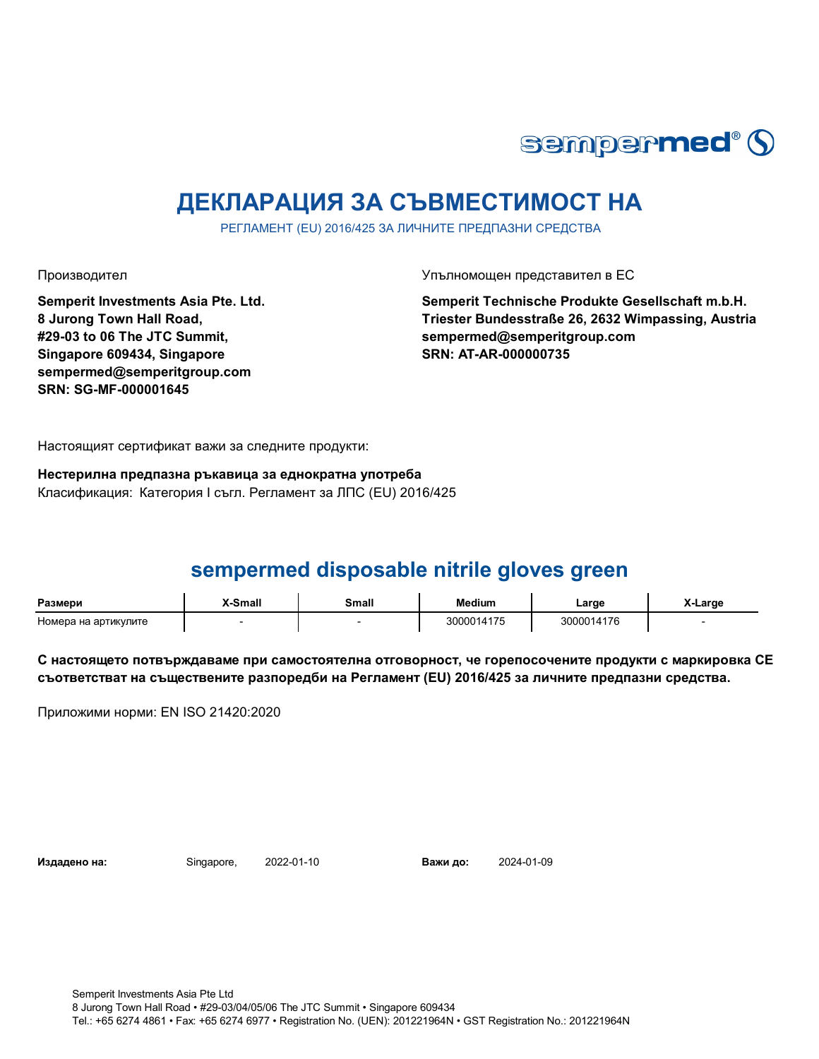sempermed®

# ДЕКЛАРАЦИЯ ЗА СЪВМЕСТИМОСТ НА

РЕГЛАМЕНТ (EU) 2016/425 ЗА ЛИЧНИТЕ ПРЕДПАЗНИ СРЕДСТВА

Производител

**Semperit Investments Asia Pte. Ltd.**
**8 Jurong Town Hall Road,**
**#29-03 to 06 The JTC Summit,**
**Singapore 609434, Singapore**
**sempermed@semperitgroup.com**
**SRN: SG-MF-000001645**

Упълномощен представител в ЕС

**Semperit Technische Produkte Gesellschaft m.b.H.**
**Triester Bundesstraße 26, 2632 Wimpassing, Austria**
**sempermed@semperitgroup.com**
**SRN: AT-AR-000000735**

Настоящият сертификат важи за следните продукти:

**Нестерилна предпазна ръкавица за еднократна употреба**
Класификация: Категория I съгл. Регламент за ЛПС (EU) 2016/425

## sempermed disposable nitrile gloves green

| Размери | X-Small | Small | Medium | Large | X-Large |
|---|---|---|---|---|---|
| Номера на артикулите | - | - | 3000014175 | 3000014176 | - |

**С настоящето потвърждаваме при самостоятелна отговорност, че горепосочените продукти с маркировка CE съответстват на съществените разпоредби на Регламент (EU) 2016/425 за личните предпазни средства.**

Приложими норми: EN ISO 21420:2020

**Издадено на:** Singapore, 2022-01-10 **Важи до:** 2024-01-09

Semperit Investments Asia Pte Ltd
8 Jurong Town Hall Road • #29-03/04/05/06 The JTC Summit • Singapore 609434
Tel.: +65 6274 4861 • Fax: +65 6274 6977 • Registration No. (UEN): 201221964N • GST Registration No.: 201221964N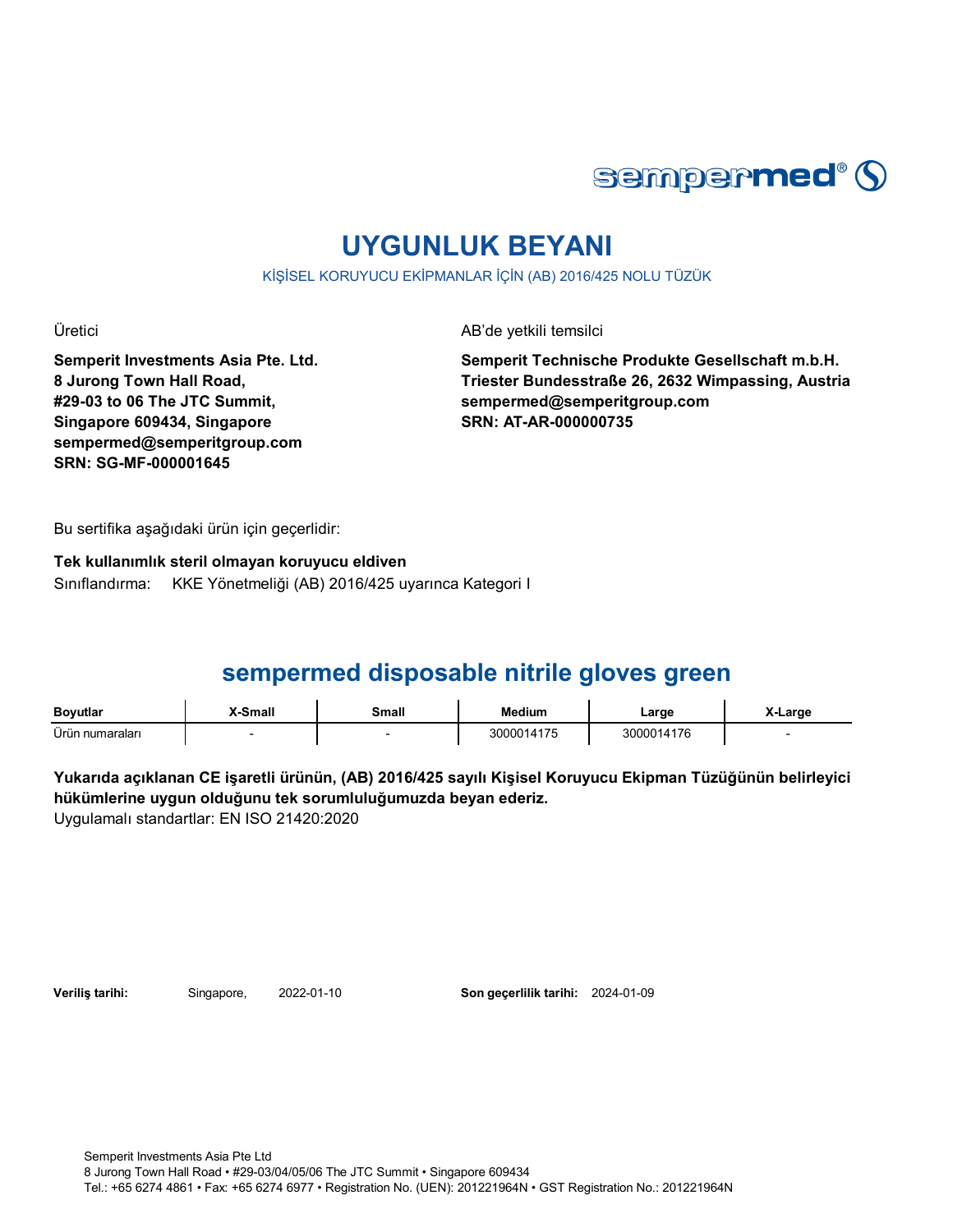sempermed®

# UYGUNLUK BEYANI

KİŞİSEL KORUYUCU EKİPMANLAR İÇİN (AB) 2016/425 NOLU TÜZÜK

Üretici

**Semperit Investments Asia Pte. Ltd.**
**8 Jurong Town Hall Road,**
**#29-03 to 06 The JTC Summit,**
**Singapore 609434, Singapore**
**sempermed@semperitgroup.com**
**SRN: SG-MF-000001645**

AB'de yetkili temsilci

**Semperit Technische Produkte Gesellschaft m.b.H.**
**Triester Bundesstraße 26, 2632 Wimpassing, Austria**
**sempermed@semperitgroup.com**
**SRN: AT-AR-000000735**

Bu sertifika aşağıdaki ürün için geçerlidir:

**Tek kullanımlık steril olmayan koruyucu eldiven**
Sınıflandırma: KKE Yönetmeliği (AB) 2016/425 uyarınca Kategori I

## sempermed disposable nitrile gloves green

| Boyutlar | X-Small | Small | Medium | Large | X-Large |
|---|---|---|---|---|---|
| Ürün numaraları | - | - | 3000014175 | 3000014176 | - |

**Yukarıda açıklanan CE işaretli ürünün, (AB) 2016/425 sayılı Kişisel Koruyucu Ekipman Tüzüğünün belirleyici hükümlerine uygun olduğunu tek sorumluluğumuzda beyan ederiz.**
Uygulamalı standartlar: EN ISO 21420:2020

**Veriliş tarihi:** Singapore, 2022-01-10 **Son geçerlilik tarihi:** 2024-01-09

Semperit Investments Asia Pte Ltd
8 Jurong Town Hall Road • #29-03/04/05/06 The JTC Summit • Singapore 609434
Tel.: +65 6274 4861 • Fax: +65 6274 6977 • Registration No. (UEN): 201221964N • GST Registration No.: 201221964N